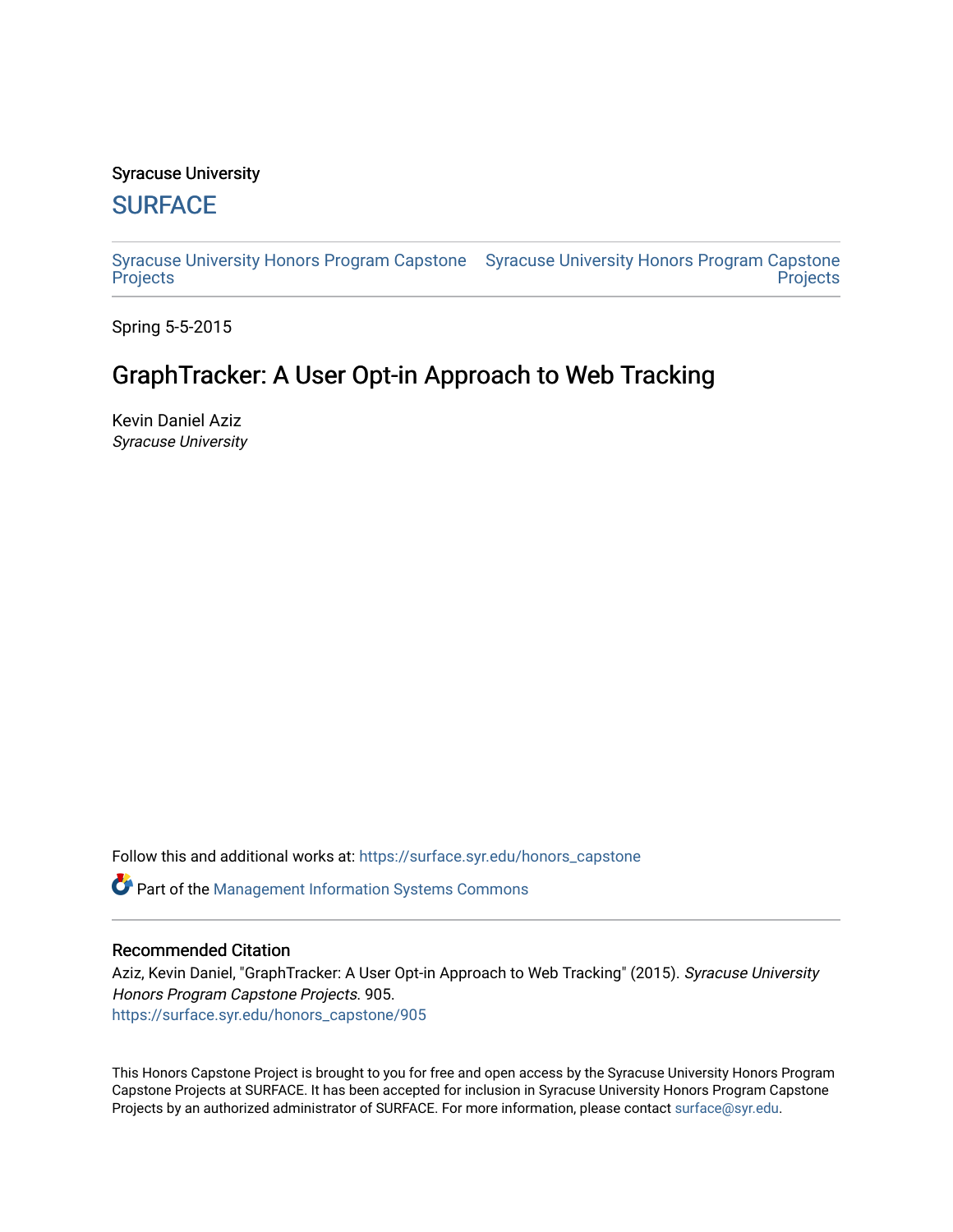Syracuse University

# SURFACE

Syracuse University Honors Program Capstone Projects | Syracuse University Honors Program Capstone Projects

Spring 5-5-2015

## GraphTracker: A User Opt-in Approach to Web Tracking

Kevin Daniel Aziz

*Syracuse University*

Follow this and additional works at: https://surface.syr.edu/honors_capstone

Part of the Management Information Systems Commons

### Recommended Citation

Aziz, Kevin Daniel, "GraphTracker: A User Opt-in Approach to Web Tracking" (2015). *Syracuse University Honors Program Capstone Projects.* 905.
https://surface.syr.edu/honors_capstone/905

This Honors Capstone Project is brought to you for free and open access by the Syracuse University Honors Program Capstone Projects at SURFACE. It has been accepted for inclusion in Syracuse University Honors Program Capstone Projects by an authorized administrator of SURFACE. For more information, please contact surface@syr.edu.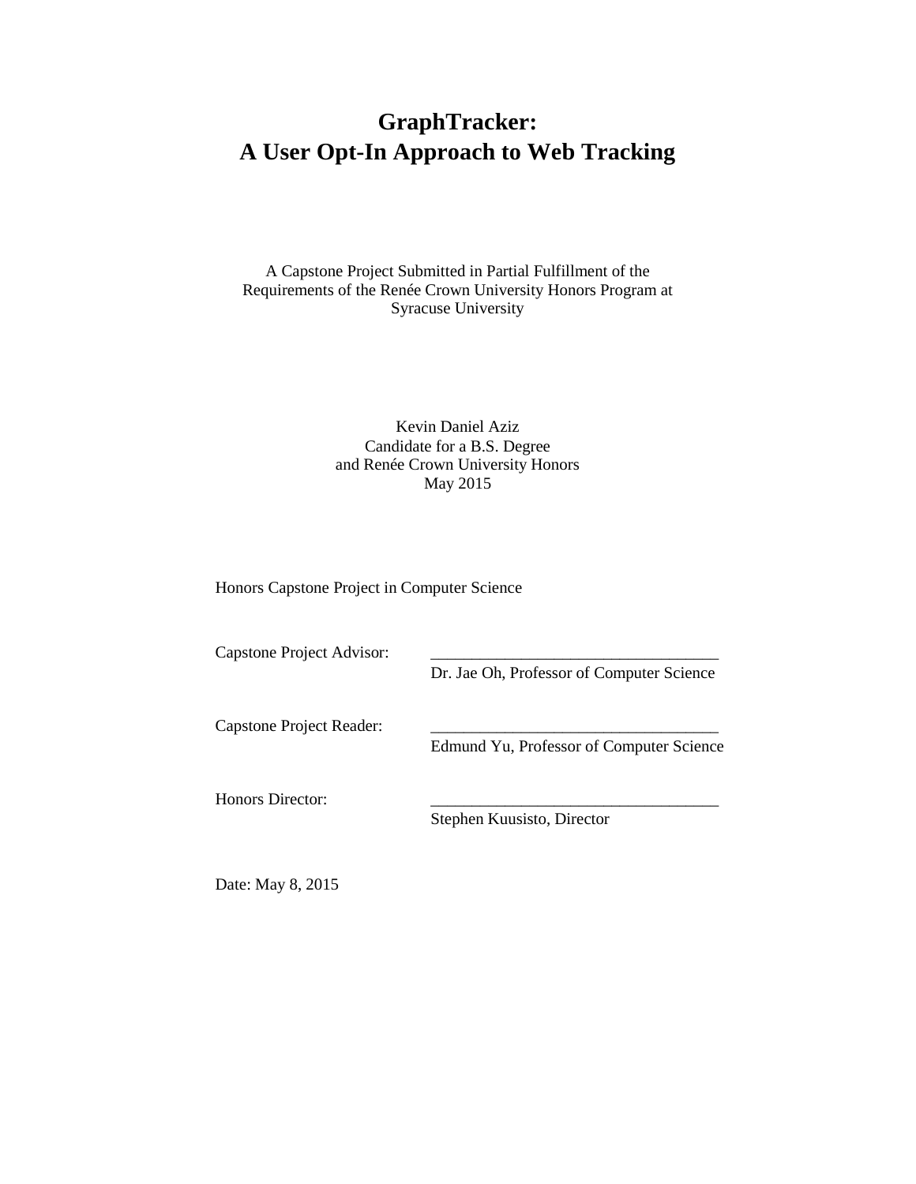# GraphTracker:
# A User Opt-In Approach to Web Tracking

A Capstone Project Submitted in Partial Fulfillment of the Requirements of the Renée Crown University Honors Program at Syracuse University

Kevin Daniel Aziz
Candidate for a B.S. Degree
and Renée Crown University Honors
May 2015

Honors Capstone Project in Computer Science

Capstone Project Advisor: ___________________________________
Dr. Jae Oh, Professor of Computer Science

Capstone Project Reader: ___________________________________
Edmund Yu, Professor of Computer Science

Honors Director: ___________________________________
Stephen Kuusisto, Director

Date: May 8, 2015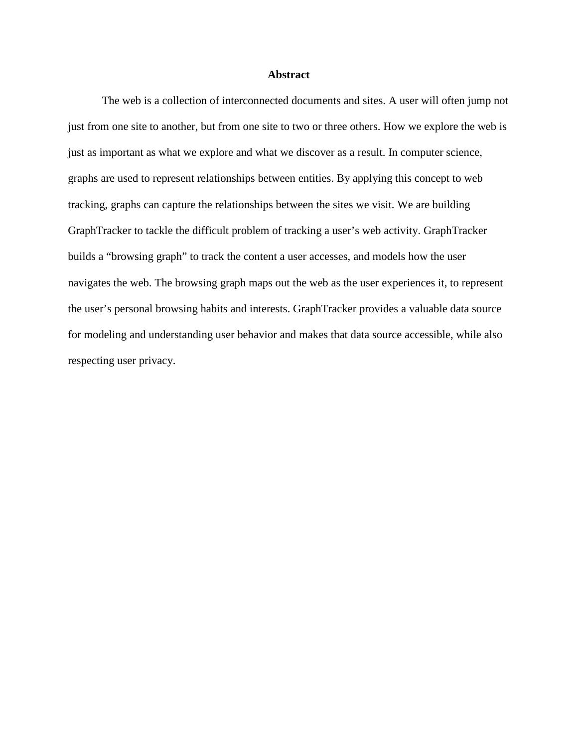# Abstract

The web is a collection of interconnected documents and sites. A user will often jump not just from one site to another, but from one site to two or three others. How we explore the web is just as important as what we explore and what we discover as a result. In computer science, graphs are used to represent relationships between entities. By applying this concept to web tracking, graphs can capture the relationships between the sites we visit. We are building GraphTracker to tackle the difficult problem of tracking a user's web activity. GraphTracker builds a "browsing graph" to track the content a user accesses, and models how the user navigates the web. The browsing graph maps out the web as the user experiences it, to represent the user's personal browsing habits and interests. GraphTracker provides a valuable data source for modeling and understanding user behavior and makes that data source accessible, while also respecting user privacy.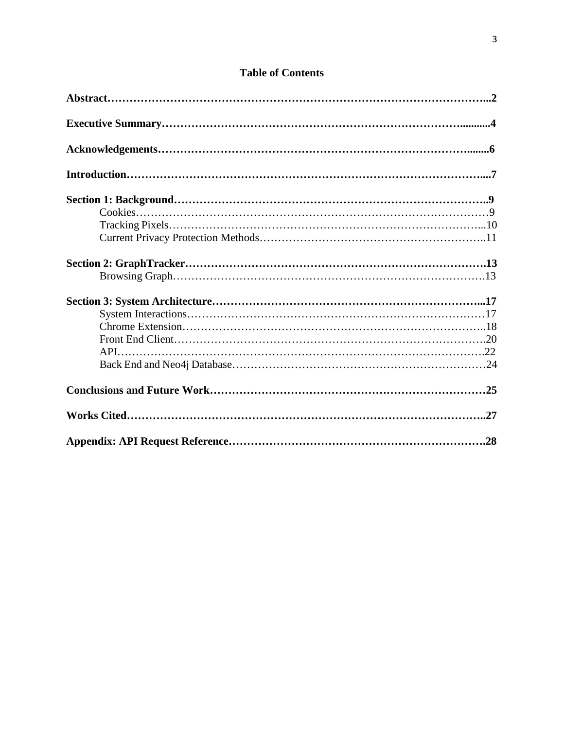# Table of Contents

**Abstract……………………………………………………………………………………...2**

**Executive Summary………………………………………………………………….........4**

**Acknowledgements……………………………………………………………………........6**

**Introduction…………………………………………………………………………….....7**

**Section 1: Background……………………………………………………………………..9**

- Cookies………………………………………………………………………………9
- Tracking Pixels……………………………………………………………………...10
- Current Privacy Protection Methods………………………………………………..11

**Section 2: GraphTracker…………………………………………………………………13**

- Browsing Graph…………………………………………………………………….13

**Section 3: System Architecture…………………………………………………………...17**

- System Interactions…………………………………………………………………17
- Chrome Extension…………………………………………………………………..18
- Front End Client…………………………………………………………………….20
- API………………………………………………………………………………….22
- Back End and Neo4j Database……………………………………………………24

**Conclusions and Future Work……………………………………………………………25**

**Works Cited………………………………………………………………………………..27**

**Appendix: API Request Reference……………………………………………………….28**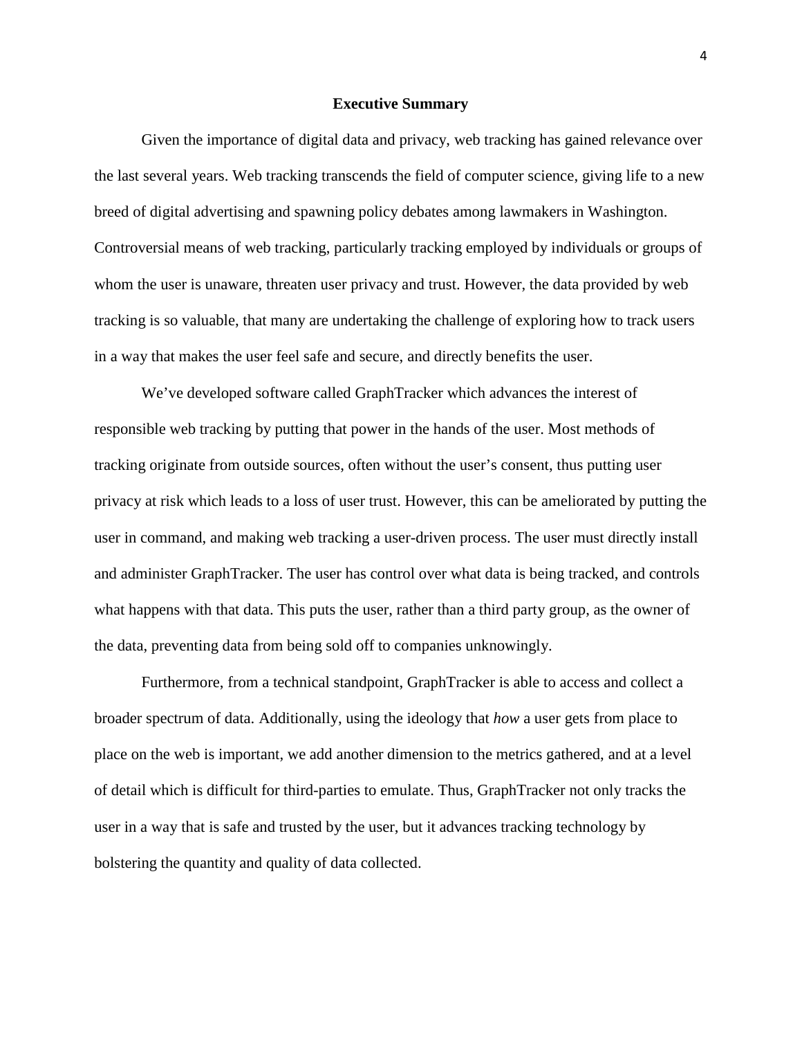## Executive Summary

Given the importance of digital data and privacy, web tracking has gained relevance over the last several years. Web tracking transcends the field of computer science, giving life to a new breed of digital advertising and spawning policy debates among lawmakers in Washington. Controversial means of web tracking, particularly tracking employed by individuals or groups of whom the user is unaware, threaten user privacy and trust. However, the data provided by web tracking is so valuable, that many are undertaking the challenge of exploring how to track users in a way that makes the user feel safe and secure, and directly benefits the user.

We've developed software called GraphTracker which advances the interest of responsible web tracking by putting that power in the hands of the user. Most methods of tracking originate from outside sources, often without the user's consent, thus putting user privacy at risk which leads to a loss of user trust. However, this can be ameliorated by putting the user in command, and making web tracking a user-driven process. The user must directly install and administer GraphTracker. The user has control over what data is being tracked, and controls what happens with that data. This puts the user, rather than a third party group, as the owner of the data, preventing data from being sold off to companies unknowingly.

Furthermore, from a technical standpoint, GraphTracker is able to access and collect a broader spectrum of data. Additionally, using the ideology that *how* a user gets from place to place on the web is important, we add another dimension to the metrics gathered, and at a level of detail which is difficult for third-parties to emulate. Thus, GraphTracker not only tracks the user in a way that is safe and trusted by the user, but it advances tracking technology by bolstering the quantity and quality of data collected.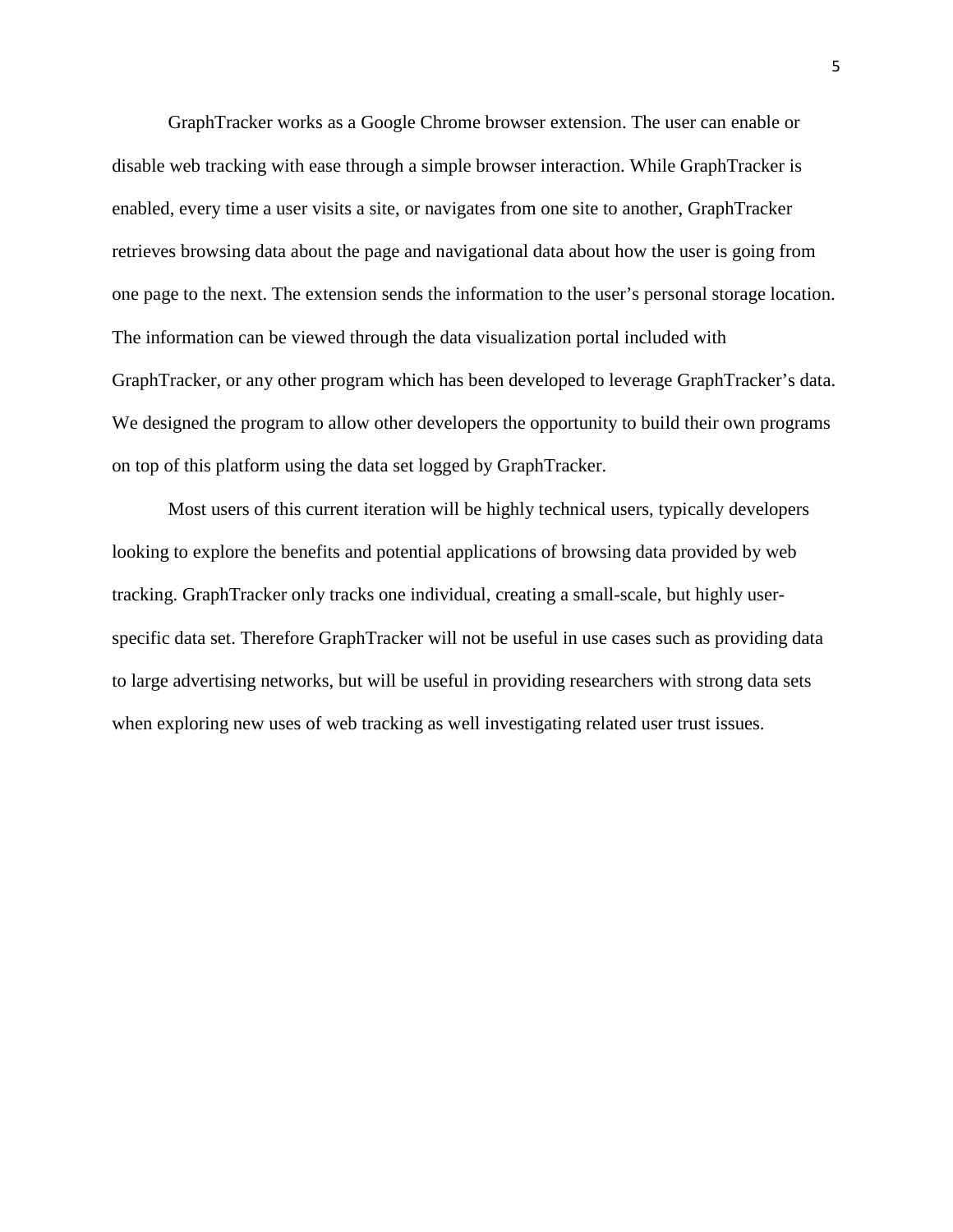GraphTracker works as a Google Chrome browser extension. The user can enable or disable web tracking with ease through a simple browser interaction. While GraphTracker is enabled, every time a user visits a site, or navigates from one site to another, GraphTracker retrieves browsing data about the page and navigational data about how the user is going from one page to the next. The extension sends the information to the user's personal storage location. The information can be viewed through the data visualization portal included with GraphTracker, or any other program which has been developed to leverage GraphTracker's data. We designed the program to allow other developers the opportunity to build their own programs on top of this platform using the data set logged by GraphTracker.

Most users of this current iteration will be highly technical users, typically developers looking to explore the benefits and potential applications of browsing data provided by web tracking. GraphTracker only tracks one individual, creating a small-scale, but highly user-specific data set. Therefore GraphTracker will not be useful in use cases such as providing data to large advertising networks, but will be useful in providing researchers with strong data sets when exploring new uses of web tracking as well investigating related user trust issues.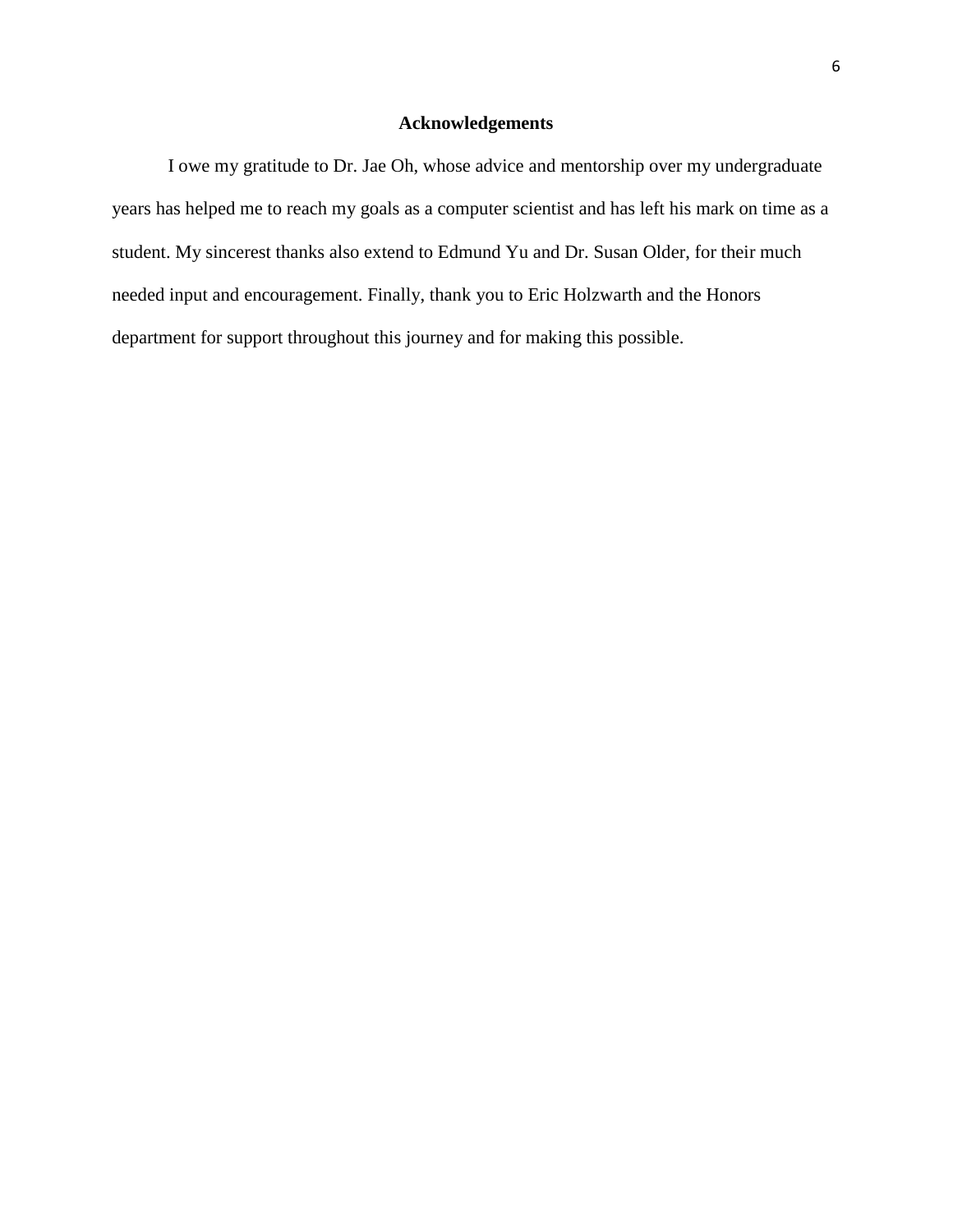## Acknowledgements

I owe my gratitude to Dr. Jae Oh, whose advice and mentorship over my undergraduate years has helped me to reach my goals as a computer scientist and has left his mark on time as a student. My sincerest thanks also extend to Edmund Yu and Dr. Susan Older, for their much needed input and encouragement. Finally, thank you to Eric Holzwarth and the Honors department for support throughout this journey and for making this possible.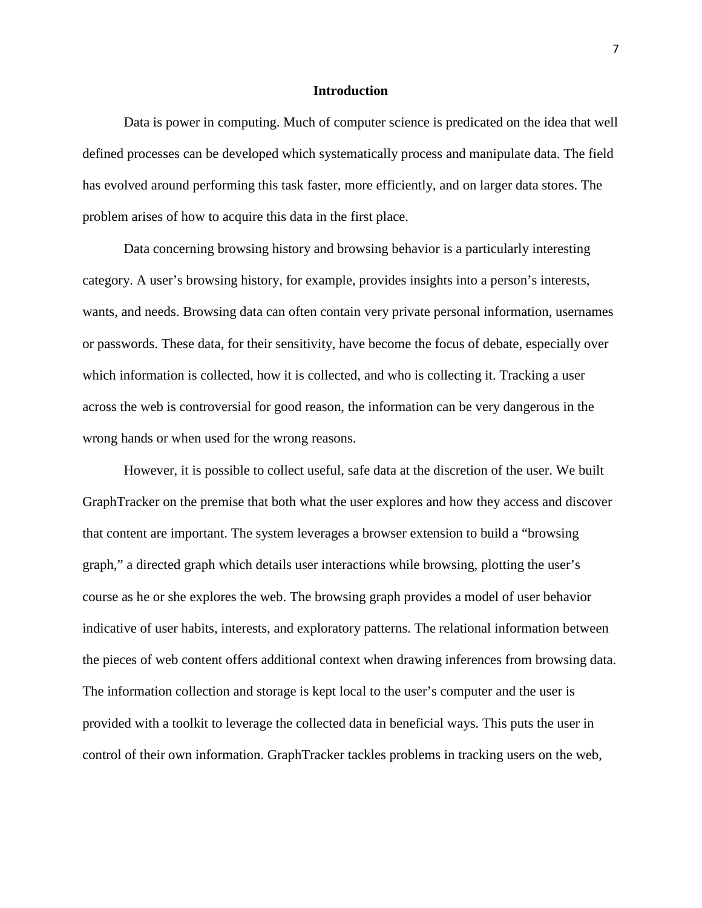# Introduction

Data is power in computing. Much of computer science is predicated on the idea that well defined processes can be developed which systematically process and manipulate data. The field has evolved around performing this task faster, more efficiently, and on larger data stores. The problem arises of how to acquire this data in the first place.

Data concerning browsing history and browsing behavior is a particularly interesting category. A user's browsing history, for example, provides insights into a person's interests, wants, and needs. Browsing data can often contain very private personal information, usernames or passwords. These data, for their sensitivity, have become the focus of debate, especially over which information is collected, how it is collected, and who is collecting it. Tracking a user across the web is controversial for good reason, the information can be very dangerous in the wrong hands or when used for the wrong reasons.

However, it is possible to collect useful, safe data at the discretion of the user. We built GraphTracker on the premise that both what the user explores and how they access and discover that content are important. The system leverages a browser extension to build a "browsing graph," a directed graph which details user interactions while browsing, plotting the user's course as he or she explores the web. The browsing graph provides a model of user behavior indicative of user habits, interests, and exploratory patterns. The relational information between the pieces of web content offers additional context when drawing inferences from browsing data. The information collection and storage is kept local to the user's computer and the user is provided with a toolkit to leverage the collected data in beneficial ways. This puts the user in control of their own information. GraphTracker tackles problems in tracking users on the web,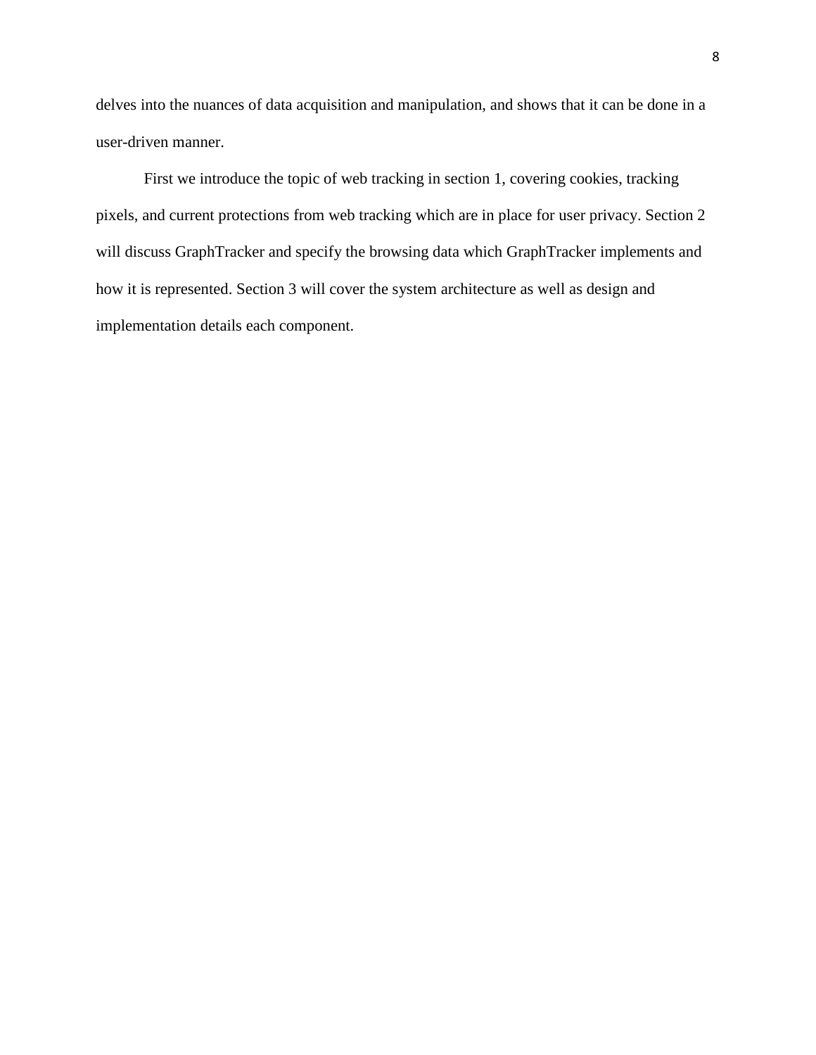delves into the nuances of data acquisition and manipulation, and shows that it can be done in a user-driven manner.

First we introduce the topic of web tracking in section 1, covering cookies, tracking pixels, and current protections from web tracking which are in place for user privacy. Section 2 will discuss GraphTracker and specify the browsing data which GraphTracker implements and how it is represented. Section 3 will cover the system architecture as well as design and implementation details each component.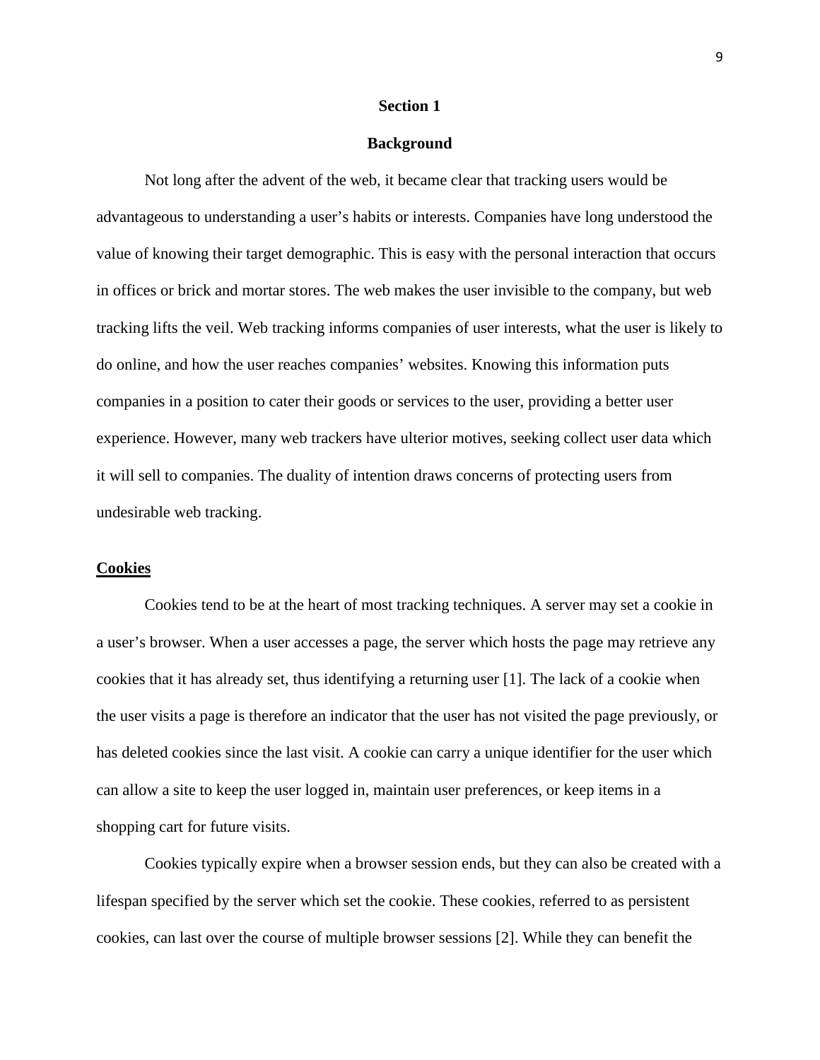# Section 1

## Background

Not long after the advent of the web, it became clear that tracking users would be advantageous to understanding a user's habits or interests. Companies have long understood the value of knowing their target demographic. This is easy with the personal interaction that occurs in offices or brick and mortar stores. The web makes the user invisible to the company, but web tracking lifts the veil. Web tracking informs companies of user interests, what the user is likely to do online, and how the user reaches companies' websites. Knowing this information puts companies in a position to cater their goods or services to the user, providing a better user experience. However, many web trackers have ulterior motives, seeking collect user data which it will sell to companies. The duality of intention draws concerns of protecting users from undesirable web tracking.

### Cookies

Cookies tend to be at the heart of most tracking techniques. A server may set a cookie in a user's browser. When a user accesses a page, the server which hosts the page may retrieve any cookies that it has already set, thus identifying a returning user [1]. The lack of a cookie when the user visits a page is therefore an indicator that the user has not visited the page previously, or has deleted cookies since the last visit. A cookie can carry a unique identifier for the user which can allow a site to keep the user logged in, maintain user preferences, or keep items in a shopping cart for future visits.

Cookies typically expire when a browser session ends, but they can also be created with a lifespan specified by the server which set the cookie. These cookies, referred to as persistent cookies, can last over the course of multiple browser sessions [2]. While they can benefit the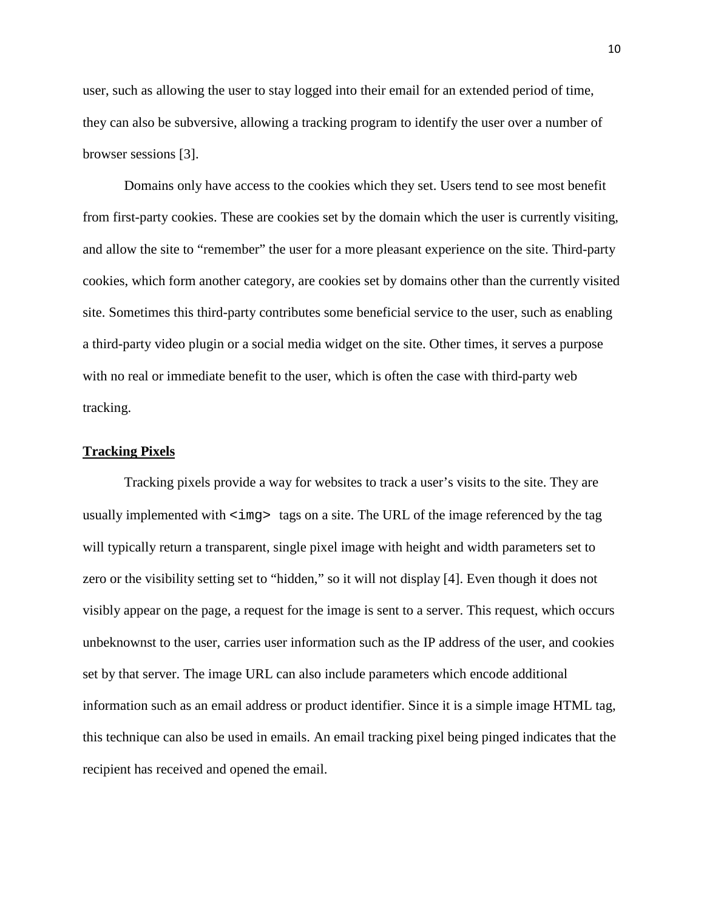user, such as allowing the user to stay logged into their email for an extended period of time, they can also be subversive, allowing a tracking program to identify the user over a number of browser sessions [3].

Domains only have access to the cookies which they set. Users tend to see most benefit from first-party cookies. These are cookies set by the domain which the user is currently visiting, and allow the site to "remember" the user for a more pleasant experience on the site. Third-party cookies, which form another category, are cookies set by domains other than the currently visited site. Sometimes this third-party contributes some beneficial service to the user, such as enabling a third-party video plugin or a social media widget on the site. Other times, it serves a purpose with no real or immediate benefit to the user, which is often the case with third-party web tracking.

## Tracking Pixels

Tracking pixels provide a way for websites to track a user's visits to the site. They are usually implemented with `<img>` tags on a site. The URL of the image referenced by the tag will typically return a transparent, single pixel image with height and width parameters set to zero or the visibility setting set to "hidden," so it will not display [4]. Even though it does not visibly appear on the page, a request for the image is sent to a server. This request, which occurs unbeknownst to the user, carries user information such as the IP address of the user, and cookies set by that server. The image URL can also include parameters which encode additional information such as an email address or product identifier. Since it is a simple image HTML tag, this technique can also be used in emails. An email tracking pixel being pinged indicates that the recipient has received and opened the email.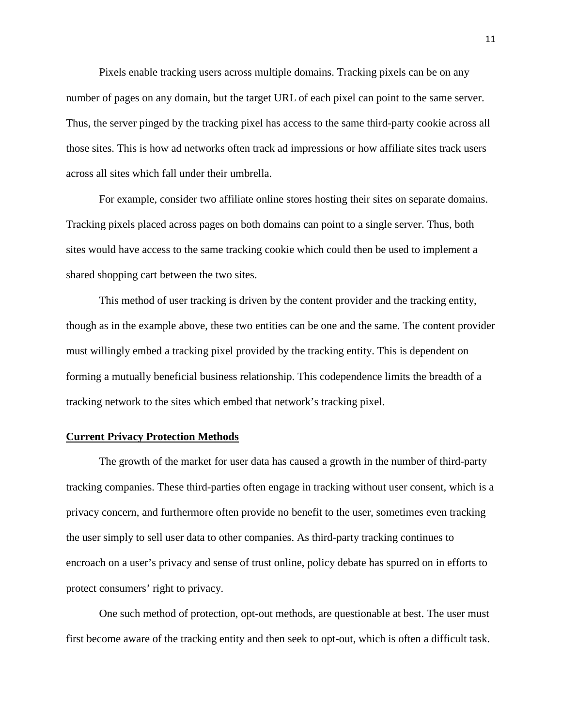Pixels enable tracking users across multiple domains. Tracking pixels can be on any number of pages on any domain, but the target URL of each pixel can point to the same server. Thus, the server pinged by the tracking pixel has access to the same third-party cookie across all those sites. This is how ad networks often track ad impressions or how affiliate sites track users across all sites which fall under their umbrella.

For example, consider two affiliate online stores hosting their sites on separate domains. Tracking pixels placed across pages on both domains can point to a single server. Thus, both sites would have access to the same tracking cookie which could then be used to implement a shared shopping cart between the two sites.

This method of user tracking is driven by the content provider and the tracking entity, though as in the example above, these two entities can be one and the same. The content provider must willingly embed a tracking pixel provided by the tracking entity. This is dependent on forming a mutually beneficial business relationship. This codependence limits the breadth of a tracking network to the sites which embed that network's tracking pixel.

## Current Privacy Protection Methods

The growth of the market for user data has caused a growth in the number of third-party tracking companies. These third-parties often engage in tracking without user consent, which is a privacy concern, and furthermore often provide no benefit to the user, sometimes even tracking the user simply to sell user data to other companies. As third-party tracking continues to encroach on a user's privacy and sense of trust online, policy debate has spurred on in efforts to protect consumers' right to privacy.

One such method of protection, opt-out methods, are questionable at best. The user must first become aware of the tracking entity and then seek to opt-out, which is often a difficult task.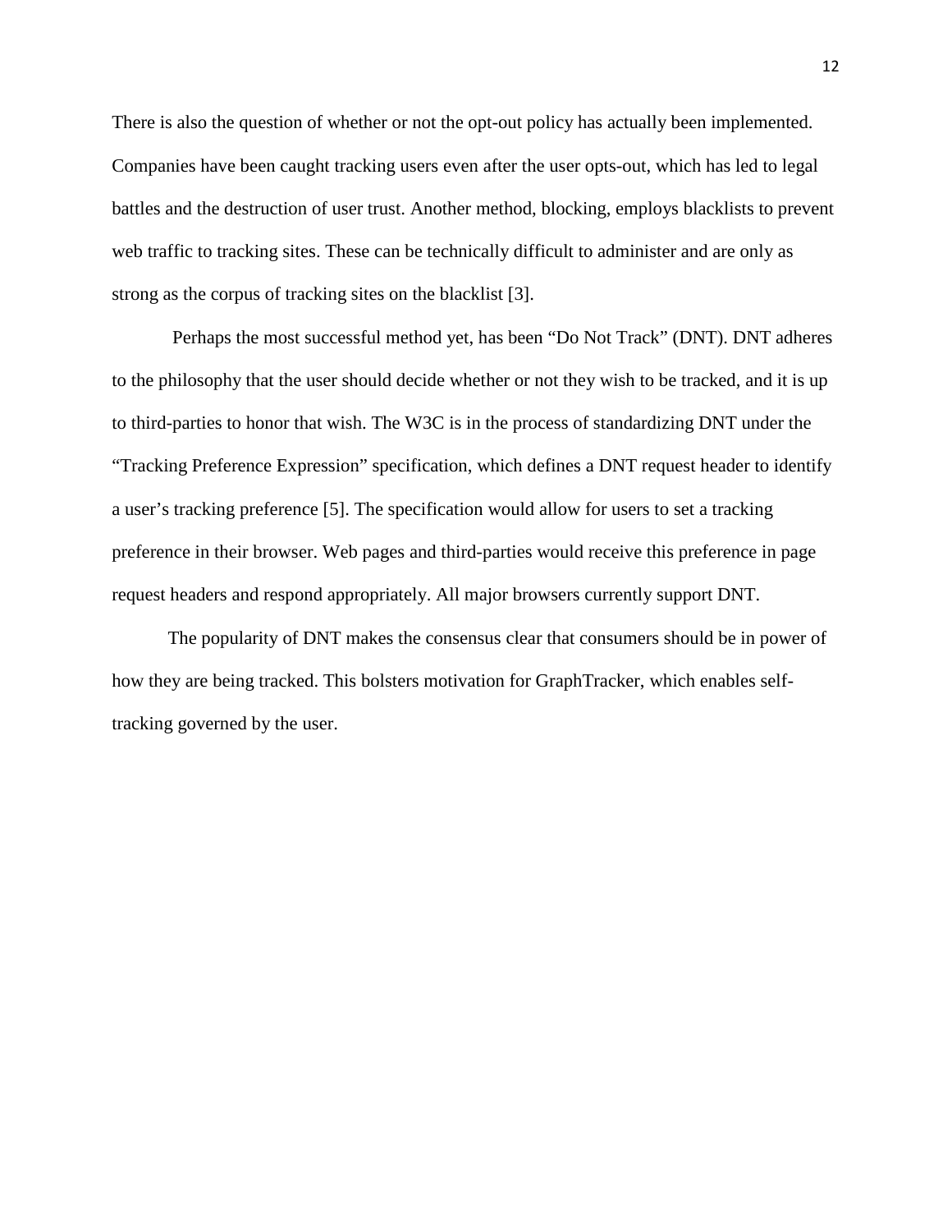There is also the question of whether or not the opt-out policy has actually been implemented. Companies have been caught tracking users even after the user opts-out, which has led to legal battles and the destruction of user trust. Another method, blocking, employs blacklists to prevent web traffic to tracking sites. These can be technically difficult to administer and are only as strong as the corpus of tracking sites on the blacklist [3].

Perhaps the most successful method yet, has been “Do Not Track” (DNT). DNT adheres to the philosophy that the user should decide whether or not they wish to be tracked, and it is up to third-parties to honor that wish. The W3C is in the process of standardizing DNT under the “Tracking Preference Expression” specification, which defines a DNT request header to identify a user’s tracking preference [5]. The specification would allow for users to set a tracking preference in their browser. Web pages and third-parties would receive this preference in page request headers and respond appropriately. All major browsers currently support DNT.

The popularity of DNT makes the consensus clear that consumers should be in power of how they are being tracked. This bolsters motivation for GraphTracker, which enables self-tracking governed by the user.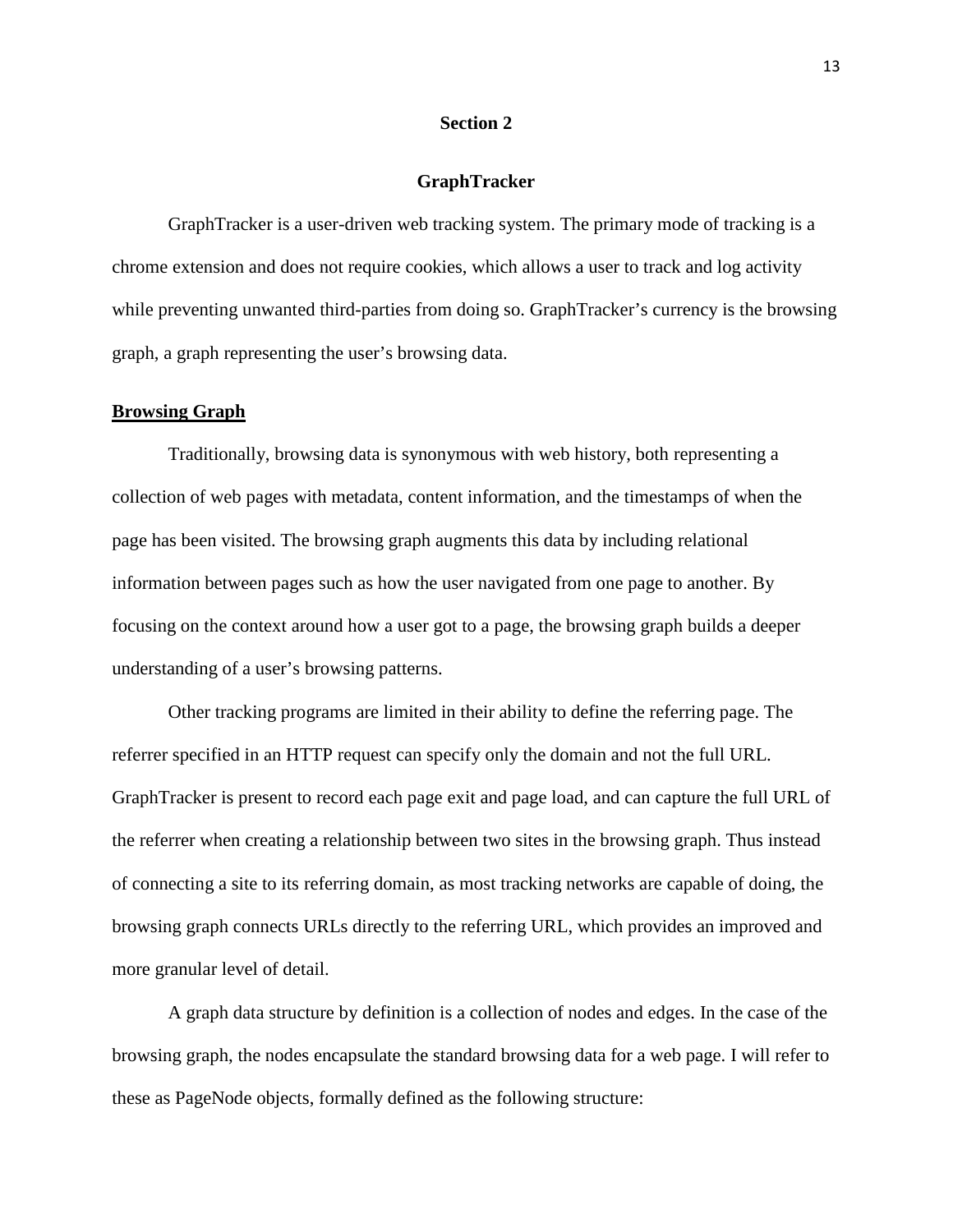# Section 2

## GraphTracker

GraphTracker is a user-driven web tracking system. The primary mode of tracking is a chrome extension and does not require cookies, which allows a user to track and log activity while preventing unwanted third-parties from doing so. GraphTracker's currency is the browsing graph, a graph representing the user's browsing data.

### Browsing Graph

Traditionally, browsing data is synonymous with web history, both representing a collection of web pages with metadata, content information, and the timestamps of when the page has been visited. The browsing graph augments this data by including relational information between pages such as how the user navigated from one page to another. By focusing on the context around how a user got to a page, the browsing graph builds a deeper understanding of a user's browsing patterns.

Other tracking programs are limited in their ability to define the referring page. The referrer specified in an HTTP request can specify only the domain and not the full URL. GraphTracker is present to record each page exit and page load, and can capture the full URL of the referrer when creating a relationship between two sites in the browsing graph. Thus instead of connecting a site to its referring domain, as most tracking networks are capable of doing, the browsing graph connects URLs directly to the referring URL, which provides an improved and more granular level of detail.

A graph data structure by definition is a collection of nodes and edges. In the case of the browsing graph, the nodes encapsulate the standard browsing data for a web page. I will refer to these as PageNode objects, formally defined as the following structure: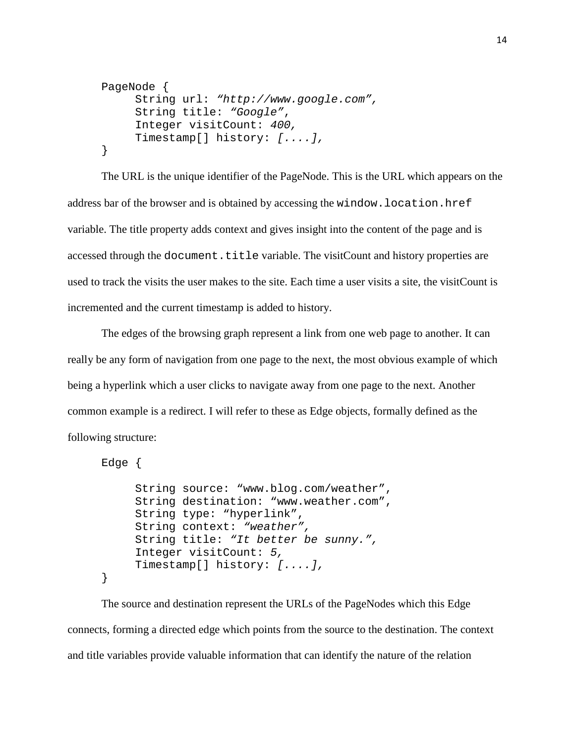```
PageNode {
     String url: "http://www.google.com",
     String title: "Google",
     Integer visitCount: 400,
     Timestamp[] history: [....],
}
```

The URL is the unique identifier of the PageNode. This is the URL which appears on the address bar of the browser and is obtained by accessing the `window.location.href` variable. The title property adds context and gives insight into the content of the page and is accessed through the `document.title` variable. The visitCount and history properties are used to track the visits the user makes to the site. Each time a user visits a site, the visitCount is incremented and the current timestamp is added to history.

The edges of the browsing graph represent a link from one web page to another. It can really be any form of navigation from one page to the next, the most obvious example of which being a hyperlink which a user clicks to navigate away from one page to the next. Another common example is a redirect. I will refer to these as Edge objects, formally defined as the following structure:

```
Edge {

     String source: "www.blog.com/weather",
     String destination: "www.weather.com",
     String type: "hyperlink",
     String context: "weather",
     String title: "It better be sunny.",
     Integer visitCount: 5,
     Timestamp[] history: [....],
}
```

The source and destination represent the URLs of the PageNodes which this Edge connects, forming a directed edge which points from the source to the destination. The context and title variables provide valuable information that can identify the nature of the relation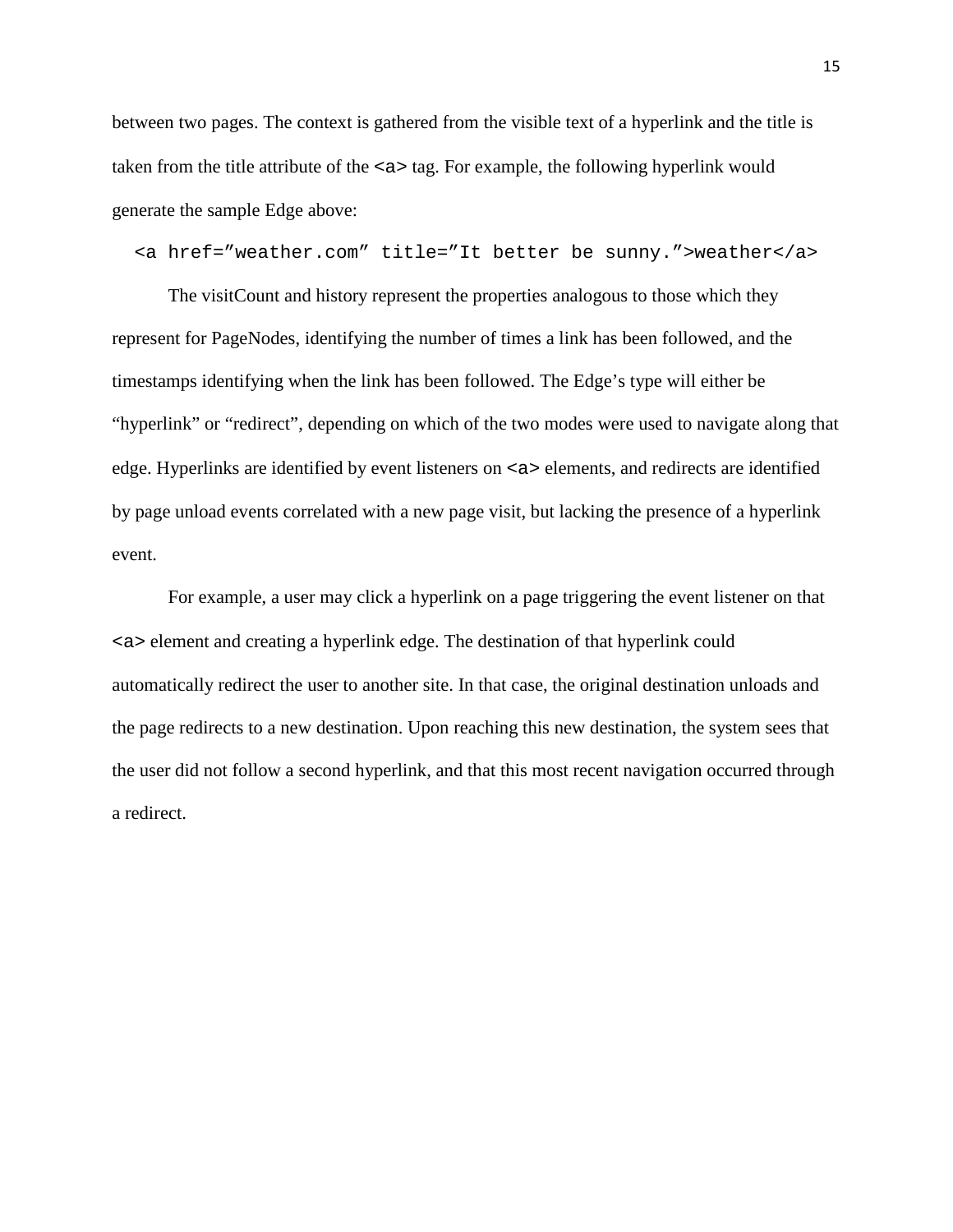between two pages. The context is gathered from the visible text of a hyperlink and the title is taken from the title attribute of the `<a>` tag. For example, the following hyperlink would generate the sample Edge above:

```
<a href=”weather.com” title=”It better be sunny.”>weather</a>
```

The visitCount and history represent the properties analogous to those which they represent for PageNodes, identifying the number of times a link has been followed, and the timestamps identifying when the link has been followed. The Edge’s type will either be “hyperlink” or “redirect”, depending on which of the two modes were used to navigate along that edge. Hyperlinks are identified by event listeners on `<a>` elements, and redirects are identified by page unload events correlated with a new page visit, but lacking the presence of a hyperlink event.

For example, a user may click a hyperlink on a page triggering the event listener on that `<a>` element and creating a hyperlink edge. The destination of that hyperlink could automatically redirect the user to another site. In that case, the original destination unloads and the page redirects to a new destination. Upon reaching this new destination, the system sees that the user did not follow a second hyperlink, and that this most recent navigation occurred through a redirect.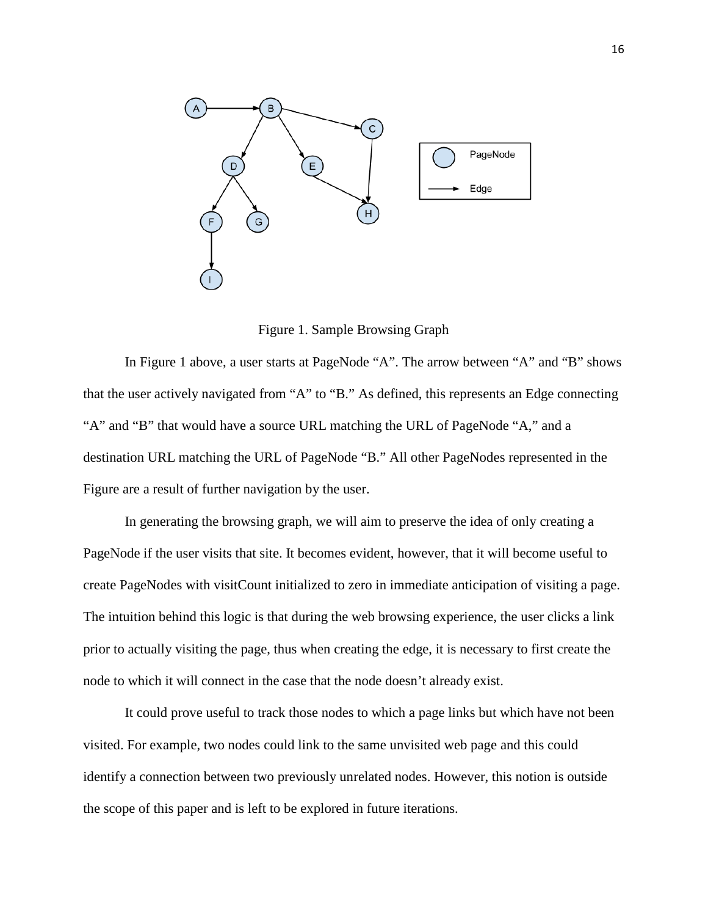Figure 1. Sample Browsing Graph

In Figure 1 above, a user starts at PageNode “A”. The arrow between “A” and “B” shows that the user actively navigated from “A” to “B.” As defined, this represents an Edge connecting “A” and “B” that would have a source URL matching the URL of PageNode “A,” and a destination URL matching the URL of PageNode “B.” All other PageNodes represented in the Figure are a result of further navigation by the user.

In generating the browsing graph, we will aim to preserve the idea of only creating a PageNode if the user visits that site. It becomes evident, however, that it will become useful to create PageNodes with visitCount initialized to zero in immediate anticipation of visiting a page. The intuition behind this logic is that during the web browsing experience, the user clicks a link prior to actually visiting the page, thus when creating the edge, it is necessary to first create the node to which it will connect in the case that the node doesn’t already exist.

It could prove useful to track those nodes to which a page links but which have not been visited. For example, two nodes could link to the same unvisited web page and this could identify a connection between two previously unrelated nodes. However, this notion is outside the scope of this paper and is left to be explored in future iterations.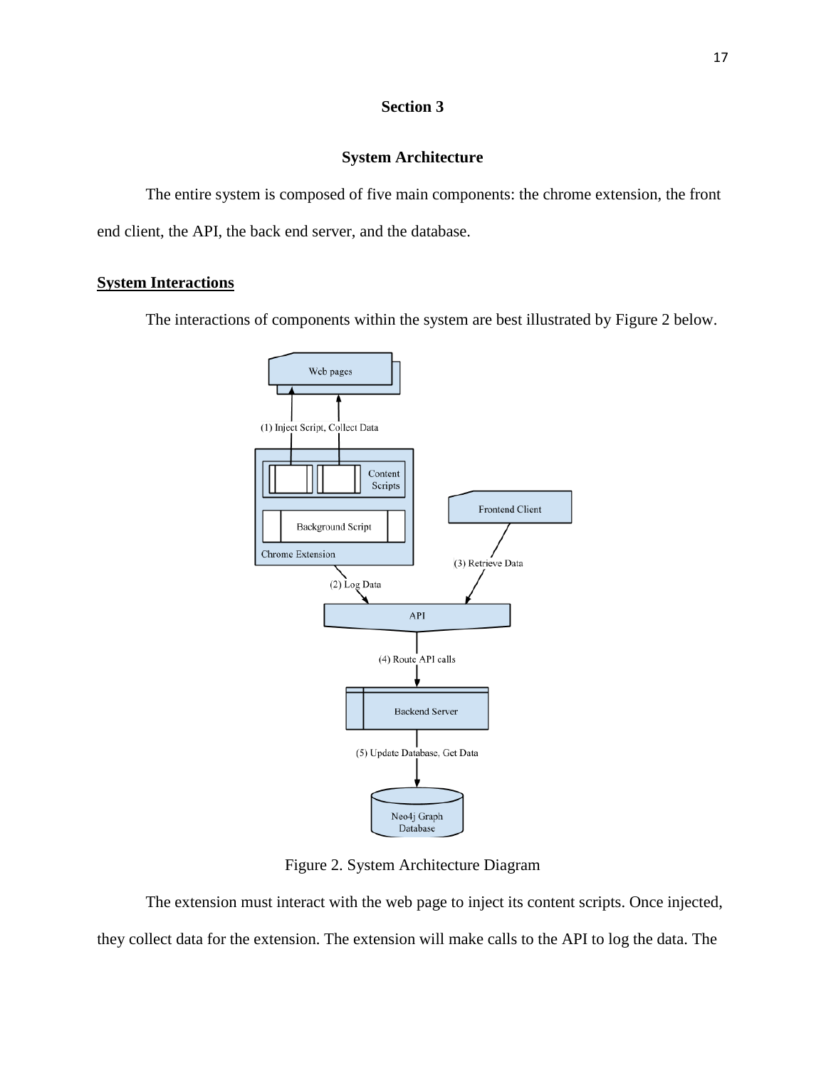# Section 3

## System Architecture

The entire system is composed of five main components: the chrome extension, the front end client, the API, the back end server, and the database.

### System Interactions

The interactions of components within the system are best illustrated by Figure 2 below.

Figure 2. System Architecture Diagram

The extension must interact with the web page to inject its content scripts. Once injected, they collect data for the extension. The extension will make calls to the API to log the data. The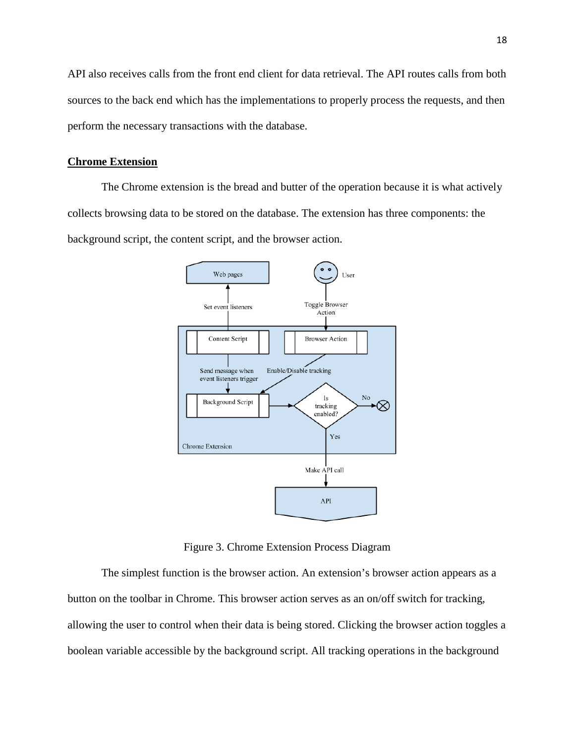API also receives calls from the front end client for data retrieval. The API routes calls from both sources to the back end which has the implementations to properly process the requests, and then perform the necessary transactions with the database.

**Chrome Extension**

The Chrome extension is the bread and butter of the operation because it is what actively collects browsing data to be stored on the database. The extension has three components: the background script, the content script, and the browser action.

Figure 3. Chrome Extension Process Diagram

The simplest function is the browser action. An extension's browser action appears as a button on the toolbar in Chrome. This browser action serves as an on/off switch for tracking, allowing the user to control when their data is being stored. Clicking the browser action toggles a boolean variable accessible by the background script. All tracking operations in the background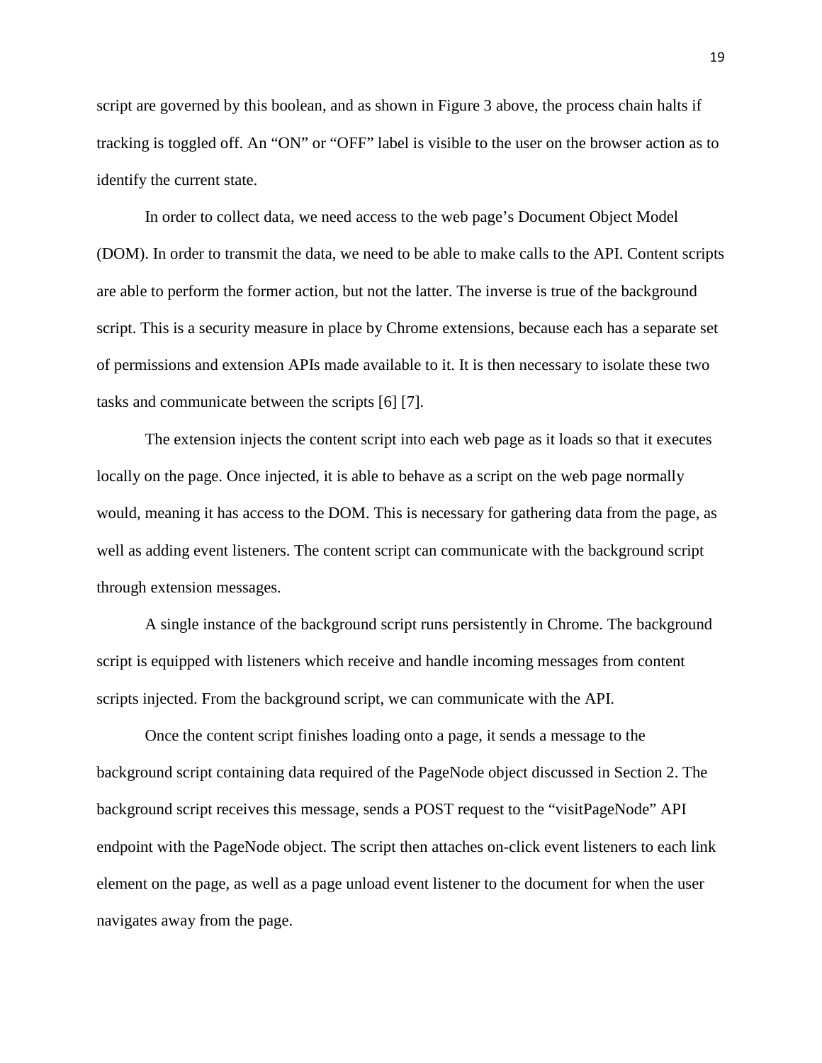script are governed by this boolean, and as shown in Figure 3 above, the process chain halts if tracking is toggled off. An “ON” or “OFF” label is visible to the user on the browser action as to identify the current state.

In order to collect data, we need access to the web page’s Document Object Model (DOM). In order to transmit the data, we need to be able to make calls to the API. Content scripts are able to perform the former action, but not the latter. The inverse is true of the background script. This is a security measure in place by Chrome extensions, because each has a separate set of permissions and extension APIs made available to it. It is then necessary to isolate these two tasks and communicate between the scripts [6] [7].

The extension injects the content script into each web page as it loads so that it executes locally on the page. Once injected, it is able to behave as a script on the web page normally would, meaning it has access to the DOM. This is necessary for gathering data from the page, as well as adding event listeners. The content script can communicate with the background script through extension messages.

A single instance of the background script runs persistently in Chrome. The background script is equipped with listeners which receive and handle incoming messages from content scripts injected. From the background script, we can communicate with the API.

Once the content script finishes loading onto a page, it sends a message to the background script containing data required of the PageNode object discussed in Section 2. The background script receives this message, sends a POST request to the “visitPageNode” API endpoint with the PageNode object. The script then attaches on-click event listeners to each link element on the page, as well as a page unload event listener to the document for when the user navigates away from the page.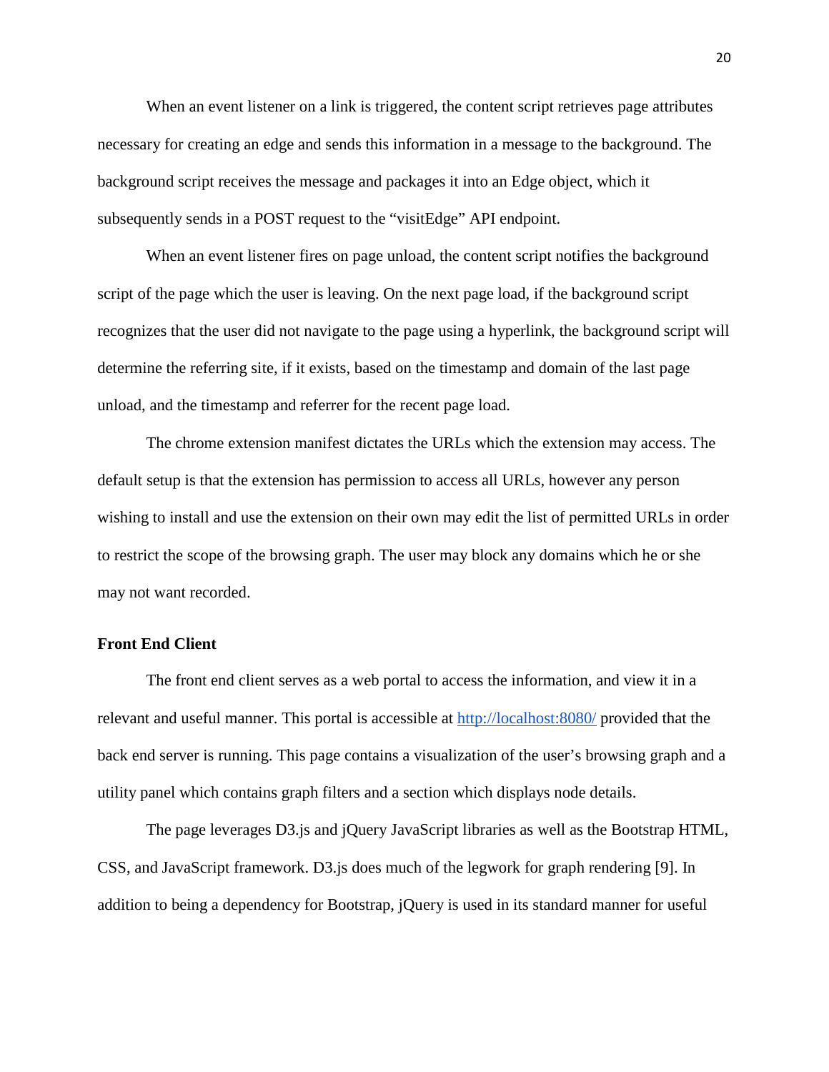When an event listener on a link is triggered, the content script retrieves page attributes necessary for creating an edge and sends this information in a message to the background. The background script receives the message and packages it into an Edge object, which it subsequently sends in a POST request to the "visitEdge" API endpoint.

When an event listener fires on page unload, the content script notifies the background script of the page which the user is leaving. On the next page load, if the background script recognizes that the user did not navigate to the page using a hyperlink, the background script will determine the referring site, if it exists, based on the timestamp and domain of the last page unload, and the timestamp and referrer for the recent page load.

The chrome extension manifest dictates the URLs which the extension may access. The default setup is that the extension has permission to access all URLs, however any person wishing to install and use the extension on their own may edit the list of permitted URLs in order to restrict the scope of the browsing graph. The user may block any domains which he or she may not want recorded.

**Front End Client**

The front end client serves as a web portal to access the information, and view it in a relevant and useful manner. This portal is accessible at [http://localhost:8080/](http://localhost:8080/) provided that the back end server is running. This page contains a visualization of the user's browsing graph and a utility panel which contains graph filters and a section which displays node details.

The page leverages D3.js and jQuery JavaScript libraries as well as the Bootstrap HTML, CSS, and JavaScript framework. D3.js does much of the legwork for graph rendering [9]. In addition to being a dependency for Bootstrap, jQuery is used in its standard manner for useful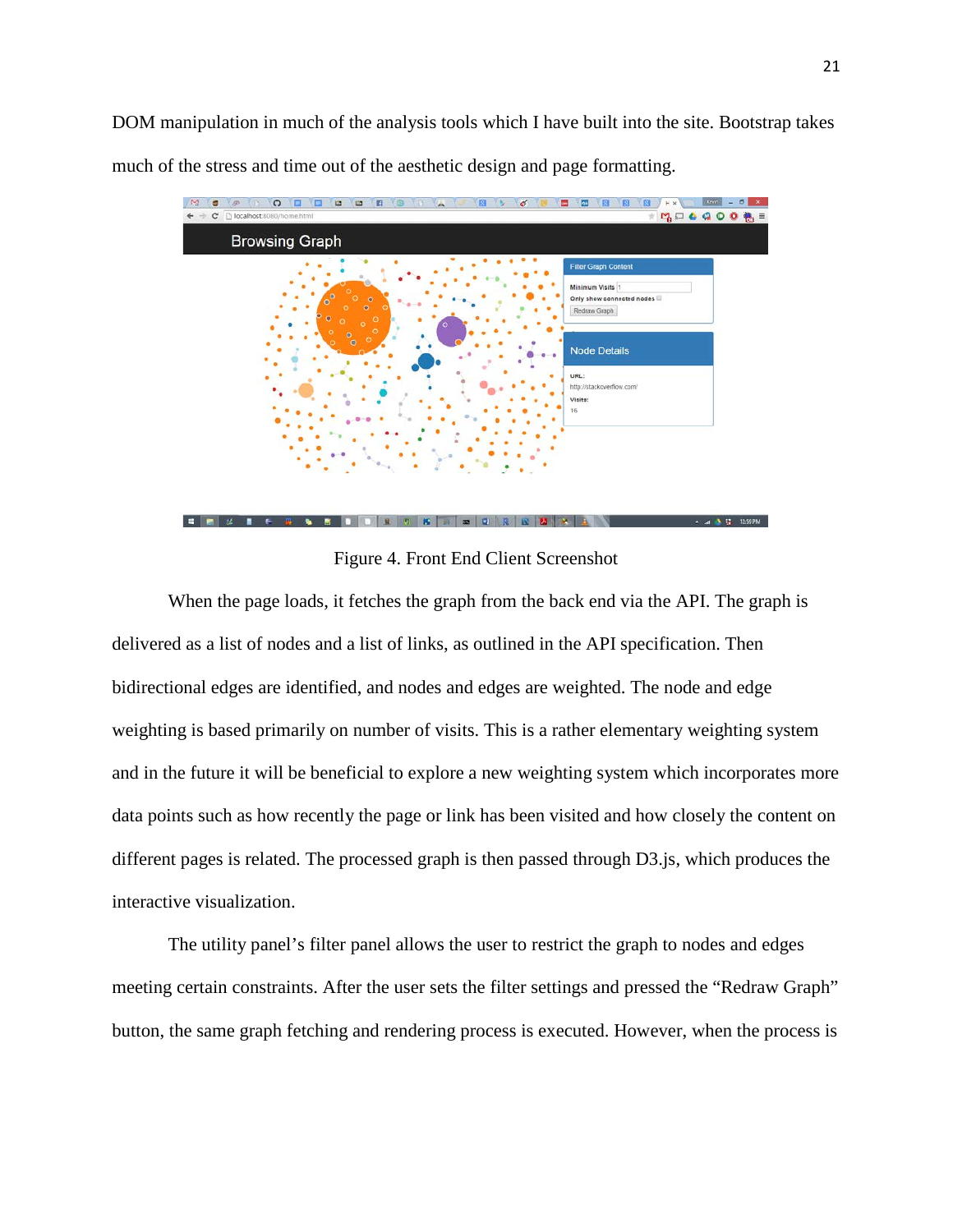DOM manipulation in much of the analysis tools which I have built into the site. Bootstrap takes much of the stress and time out of the aesthetic design and page formatting.

Figure 4. Front End Client Screenshot

When the page loads, it fetches the graph from the back end via the API. The graph is delivered as a list of nodes and a list of links, as outlined in the API specification. Then bidirectional edges are identified, and nodes and edges are weighted. The node and edge weighting is based primarily on number of visits. This is a rather elementary weighting system and in the future it will be beneficial to explore a new weighting system which incorporates more data points such as how recently the page or link has been visited and how closely the content on different pages is related. The processed graph is then passed through D3.js, which produces the interactive visualization.

The utility panel's filter panel allows the user to restrict the graph to nodes and edges meeting certain constraints. After the user sets the filter settings and pressed the "Redraw Graph" button, the same graph fetching and rendering process is executed. However, when the process is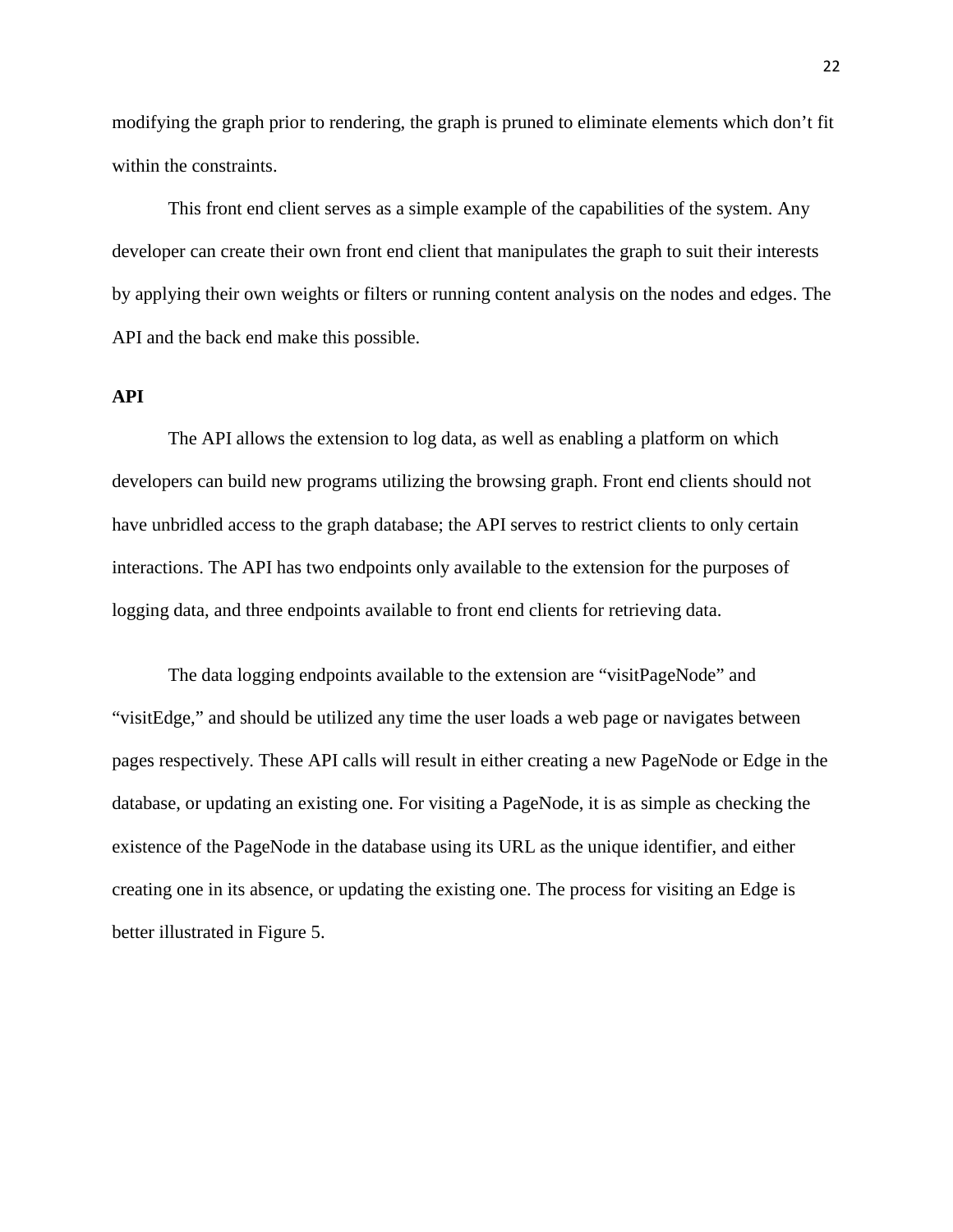modifying the graph prior to rendering, the graph is pruned to eliminate elements which don't fit within the constraints.

This front end client serves as a simple example of the capabilities of the system. Any developer can create their own front end client that manipulates the graph to suit their interests by applying their own weights or filters or running content analysis on the nodes and edges. The API and the back end make this possible.

## API

The API allows the extension to log data, as well as enabling a platform on which developers can build new programs utilizing the browsing graph. Front end clients should not have unbridled access to the graph database; the API serves to restrict clients to only certain interactions. The API has two endpoints only available to the extension for the purposes of logging data, and three endpoints available to front end clients for retrieving data.

The data logging endpoints available to the extension are "visitPageNode" and "visitEdge," and should be utilized any time the user loads a web page or navigates between pages respectively. These API calls will result in either creating a new PageNode or Edge in the database, or updating an existing one. For visiting a PageNode, it is as simple as checking the existence of the PageNode in the database using its URL as the unique identifier, and either creating one in its absence, or updating the existing one. The process for visiting an Edge is better illustrated in Figure 5.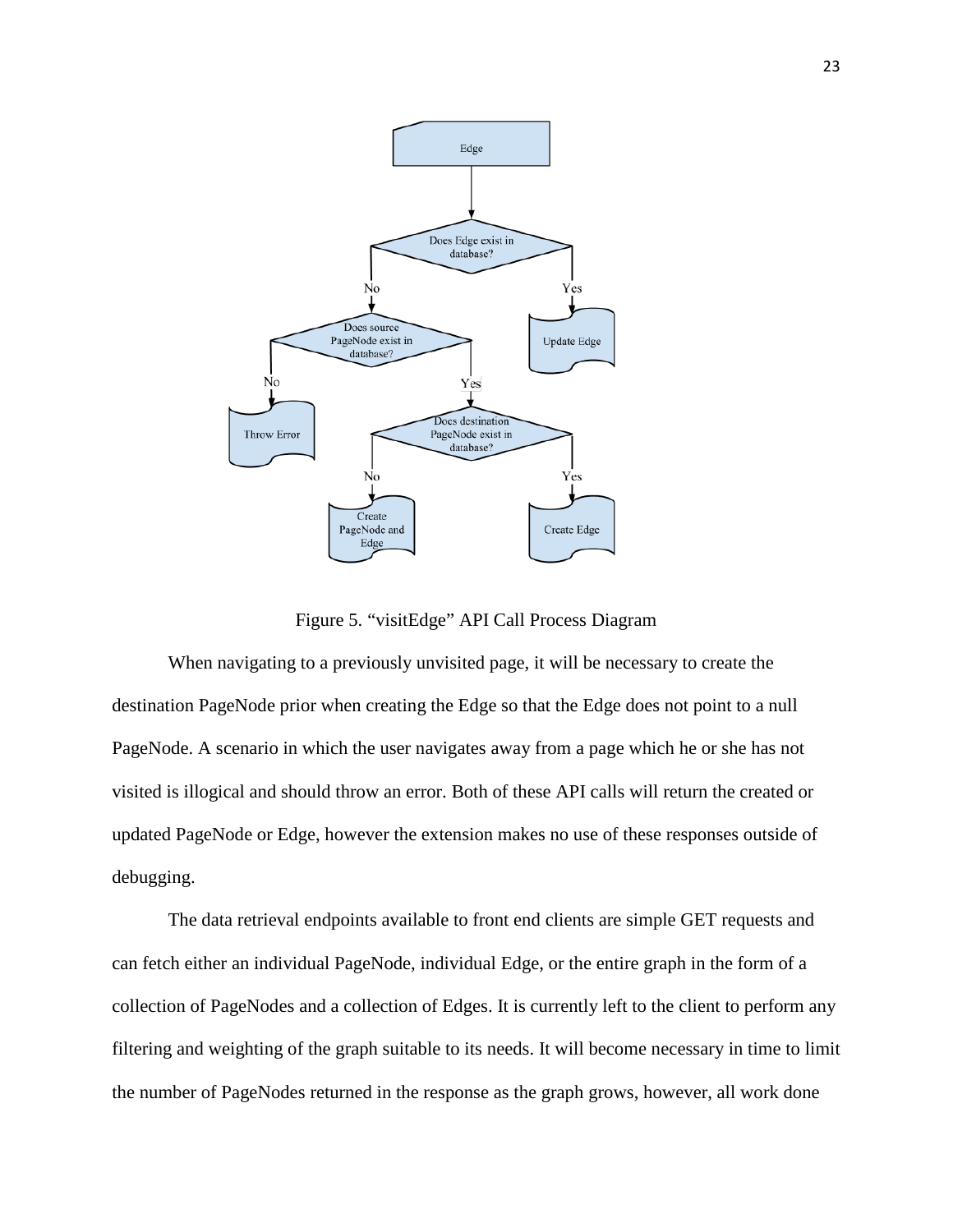Figure 5. "visitEdge" API Call Process Diagram

When navigating to a previously unvisited page, it will be necessary to create the destination PageNode prior when creating the Edge so that the Edge does not point to a null PageNode. A scenario in which the user navigates away from a page which he or she has not visited is illogical and should throw an error. Both of these API calls will return the created or updated PageNode or Edge, however the extension makes no use of these responses outside of debugging.

The data retrieval endpoints available to front end clients are simple GET requests and can fetch either an individual PageNode, individual Edge, or the entire graph in the form of a collection of PageNodes and a collection of Edges. It is currently left to the client to perform any filtering and weighting of the graph suitable to its needs. It will become necessary in time to limit the number of PageNodes returned in the response as the graph grows, however, all work done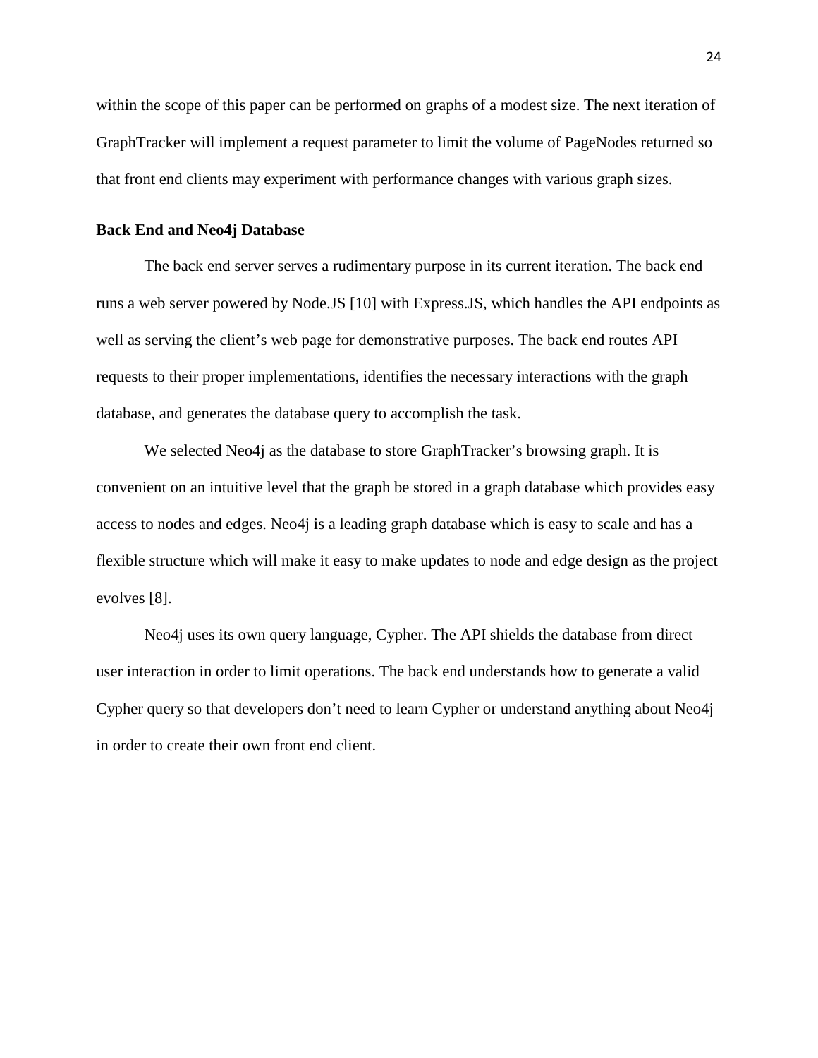within the scope of this paper can be performed on graphs of a modest size. The next iteration of GraphTracker will implement a request parameter to limit the volume of PageNodes returned so that front end clients may experiment with performance changes with various graph sizes.

**Back End and Neo4j Database**

The back end server serves a rudimentary purpose in its current iteration. The back end runs a web server powered by Node.JS [10] with Express.JS, which handles the API endpoints as well as serving the client's web page for demonstrative purposes. The back end routes API requests to their proper implementations, identifies the necessary interactions with the graph database, and generates the database query to accomplish the task.

We selected Neo4j as the database to store GraphTracker's browsing graph. It is convenient on an intuitive level that the graph be stored in a graph database which provides easy access to nodes and edges. Neo4j is a leading graph database which is easy to scale and has a flexible structure which will make it easy to make updates to node and edge design as the project evolves [8].

Neo4j uses its own query language, Cypher. The API shields the database from direct user interaction in order to limit operations. The back end understands how to generate a valid Cypher query so that developers don't need to learn Cypher or understand anything about Neo4j in order to create their own front end client.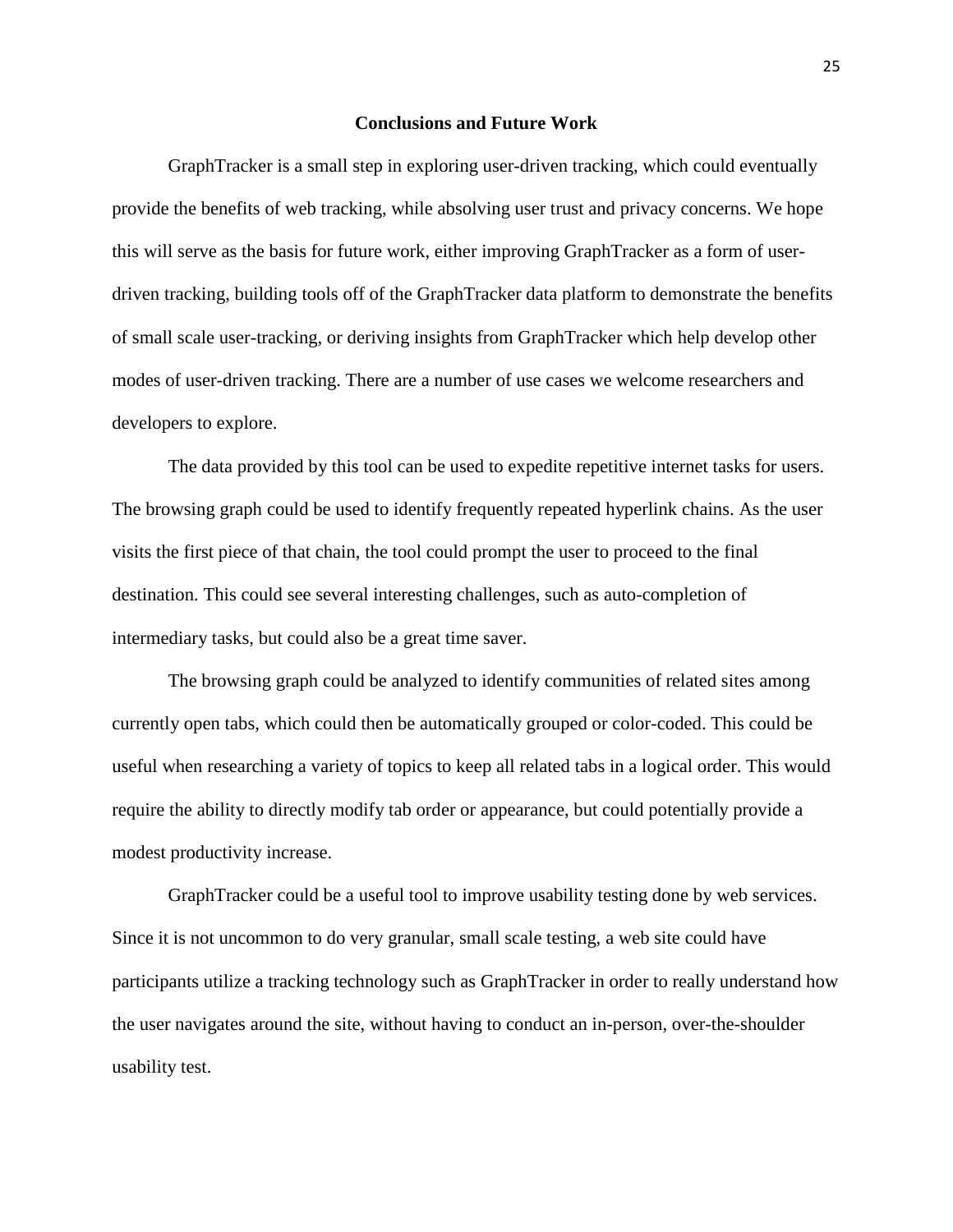## Conclusions and Future Work

GraphTracker is a small step in exploring user-driven tracking, which could eventually provide the benefits of web tracking, while absolving user trust and privacy concerns. We hope this will serve as the basis for future work, either improving GraphTracker as a form of user-driven tracking, building tools off of the GraphTracker data platform to demonstrate the benefits of small scale user-tracking, or deriving insights from GraphTracker which help develop other modes of user-driven tracking. There are a number of use cases we welcome researchers and developers to explore.

The data provided by this tool can be used to expedite repetitive internet tasks for users. The browsing graph could be used to identify frequently repeated hyperlink chains. As the user visits the first piece of that chain, the tool could prompt the user to proceed to the final destination. This could see several interesting challenges, such as auto-completion of intermediary tasks, but could also be a great time saver.

The browsing graph could be analyzed to identify communities of related sites among currently open tabs, which could then be automatically grouped or color-coded. This could be useful when researching a variety of topics to keep all related tabs in a logical order. This would require the ability to directly modify tab order or appearance, but could potentially provide a modest productivity increase.

GraphTracker could be a useful tool to improve usability testing done by web services. Since it is not uncommon to do very granular, small scale testing, a web site could have participants utilize a tracking technology such as GraphTracker in order to really understand how the user navigates around the site, without having to conduct an in-person, over-the-shoulder usability test.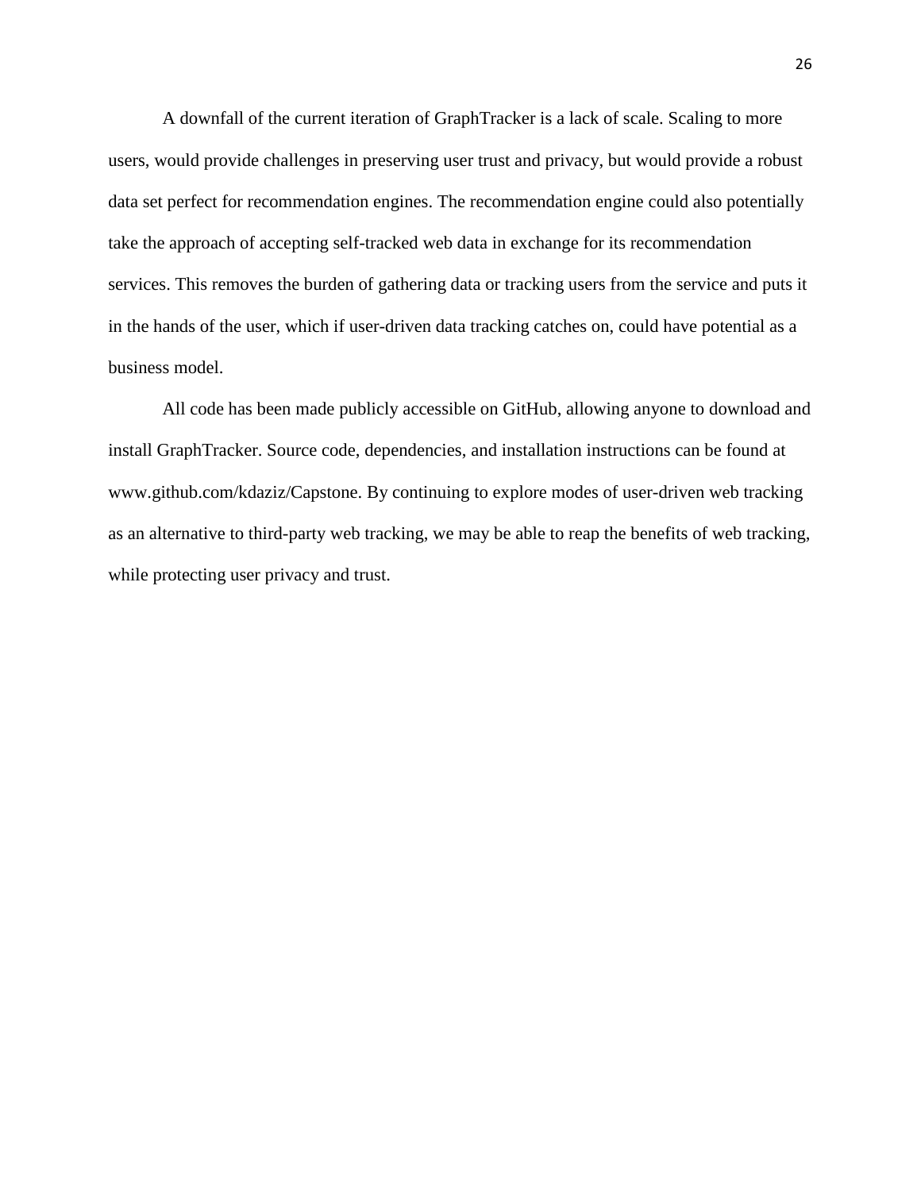A downfall of the current iteration of GraphTracker is a lack of scale. Scaling to more users, would provide challenges in preserving user trust and privacy, but would provide a robust data set perfect for recommendation engines. The recommendation engine could also potentially take the approach of accepting self-tracked web data in exchange for its recommendation services. This removes the burden of gathering data or tracking users from the service and puts it in the hands of the user, which if user-driven data tracking catches on, could have potential as a business model.

All code has been made publicly accessible on GitHub, allowing anyone to download and install GraphTracker. Source code, dependencies, and installation instructions can be found at www.github.com/kdaziz/Capstone. By continuing to explore modes of user-driven web tracking as an alternative to third-party web tracking, we may be able to reap the benefits of web tracking, while protecting user privacy and trust.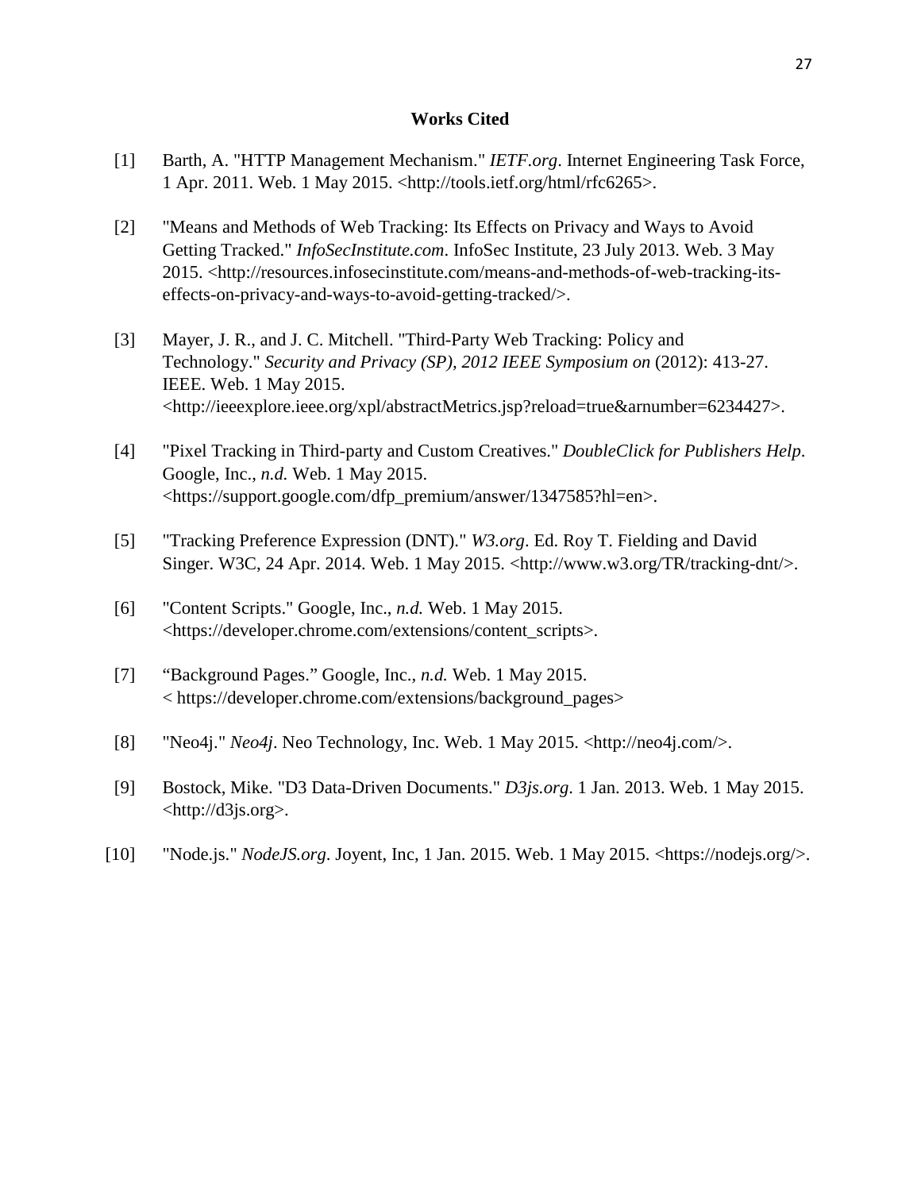## Works Cited

[1] Barth, A. "HTTP Management Mechanism." *IETF.org*. Internet Engineering Task Force, 1 Apr. 2011. Web. 1 May 2015. <http://tools.ietf.org/html/rfc6265>.

[2] "Means and Methods of Web Tracking: Its Effects on Privacy and Ways to Avoid Getting Tracked." *InfoSecInstitute.com*. InfoSec Institute, 23 July 2013. Web. 3 May 2015. <http://resources.infosecinstitute.com/means-and-methods-of-web-tracking-its-effects-on-privacy-and-ways-to-avoid-getting-tracked/>.

[3] Mayer, J. R., and J. C. Mitchell. "Third-Party Web Tracking: Policy and Technology." *Security and Privacy (SP), 2012 IEEE Symposium on* (2012): 413-27. IEEE. Web. 1 May 2015. <http://ieeexplore.ieee.org/xpl/abstractMetrics.jsp?reload=true&arnumber=6234427>.

[4] "Pixel Tracking in Third-party and Custom Creatives." *DoubleClick for Publishers Help*. Google, Inc., *n.d.* Web. 1 May 2015. <https://support.google.com/dfp_premium/answer/1347585?hl=en>.

[5] "Tracking Preference Expression (DNT)." *W3.org*. Ed. Roy T. Fielding and David Singer. W3C, 24 Apr. 2014. Web. 1 May 2015. <http://www.w3.org/TR/tracking-dnt/>.

[6] "Content Scripts." Google, Inc., *n.d.* Web. 1 May 2015. <https://developer.chrome.com/extensions/content_scripts>.

[7] "Background Pages." Google, Inc., *n.d.* Web. 1 May 2015. < https://developer.chrome.com/extensions/background_pages>

[8] "Neo4j." *Neo4j*. Neo Technology, Inc. Web. 1 May 2015. <http://neo4j.com/>.

[9] Bostock, Mike. "D3 Data-Driven Documents." *D3js.org*. 1 Jan. 2013. Web. 1 May 2015. <http://d3js.org>.

[10] "Node.js." *NodeJS.org*. Joyent, Inc, 1 Jan. 2015. Web. 1 May 2015. <https://nodejs.org/>.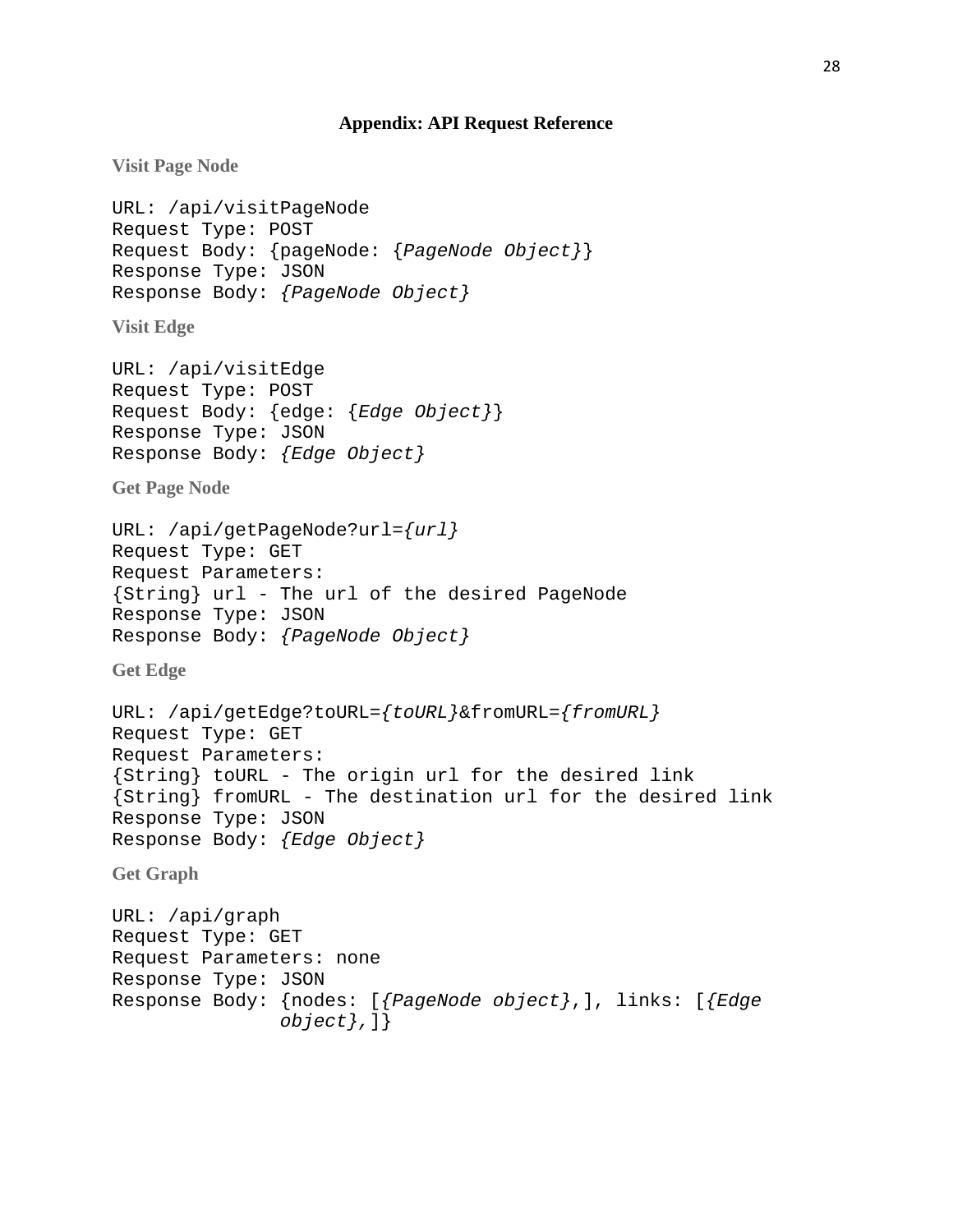## Appendix: API Request Reference

### Visit Page Node

```
URL: /api/visitPageNode
Request Type: POST
Request Body: {pageNode: {PageNode Object}}
Response Type: JSON
Response Body: {PageNode Object}
```

### Visit Edge

```
URL: /api/visitEdge
Request Type: POST
Request Body: {edge: {Edge Object}}
Response Type: JSON
Response Body: {Edge Object}
```

### Get Page Node

```
URL: /api/getPageNode?url={url}
Request Type: GET
Request Parameters:
{String} url - The url of the desired PageNode
Response Type: JSON
Response Body: {PageNode Object}
```

### Get Edge

```
URL: /api/getEdge?toURL={toURL}&fromURL={fromURL}
Request Type: GET
Request Parameters:
{String} toURL - The origin url for the desired link
{String} fromURL - The destination url for the desired link
Response Type: JSON
Response Body: {Edge Object}
```

### Get Graph

```
URL: /api/graph
Request Type: GET
Request Parameters: none
Response Type: JSON
Response Body: {nodes: [{PageNode object},], links: [{Edge
               object},]}
```